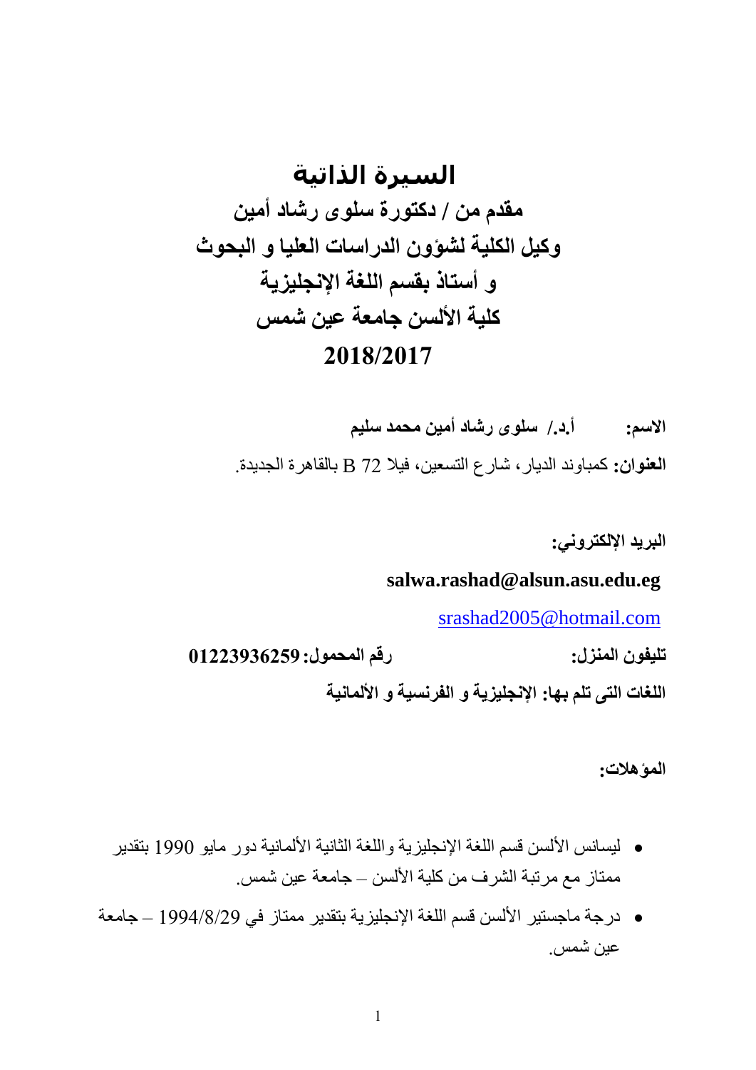# السيرة الذاتية

## مقدم من / دكتورة سلوى رشاد أمين
## وكيل الكلية لشؤون الدراسات العليا و البحوث
## و أستاذ بقسم اللغة الإنجليزية
## كلية الألسن جامعة عين شمس
## 2018/2017

**الاسم:** **أ.د./ سلوى رشاد أمين محمد سليم**

**العنوان:** كمباوند الديار، شارع التسعين، فيلا 72 B بالقاهرة الجديدة.

**البريد الإلكتروني:**

**salwa.rashad@alsun.asu.edu.eg**

srashad2005@hotmail.com

**تليفون المنزل:** **رقم المحمول: 01223936259**

**اللغات التى تلم بها: الإنجليزية و الفرنسية و الألمانية**

**المؤهلات:**

- ليسانس الألسن قسم اللغة الإنجليزية واللغة الثانية الألمانية دور مايو 1990 بتقدير ممتاز مع مرتبة الشرف من كلية الألسن – جامعة عين شمس.
- درجة ماجستير الألسن قسم اللغة الإنجليزية بتقدير ممتاز في 1994/8/29 – جامعة عين شمس.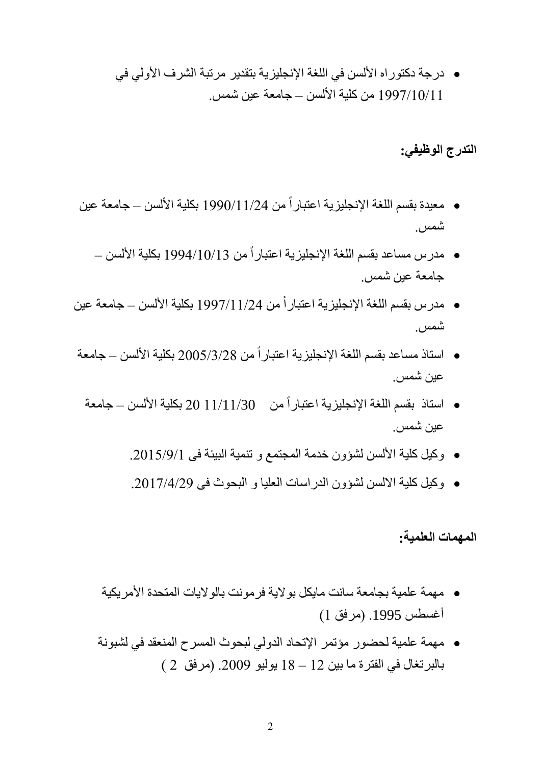- درجة دكتوراه الألسن في اللغة الإنجليزية بتقدير مرتبة الشرف الأولى في 1997/10/11 من كلية الألسن – جامعة عين شمس.

**التدرج الوظيفي:**

- معيدة بقسم اللغة الإنجليزية اعتباراً من 1990/11/24 بكلية الألسن – جامعة عين شمس.
- مدرس مساعد بقسم اللغة الإنجليزية اعتباراً من 1994/10/13 بكلية الألسن – جامعة عين شمس.
- مدرس بقسم اللغة الإنجليزية اعتباراً من 1997/11/24 بكلية الألسن – جامعة عين شمس.
- استاذ مساعد بقسم اللغة الإنجليزية اعتباراً من 2005/3/28 بكلية الألسن – جامعة عين شمس.
- استاذ بقسم اللغة الإنجليزية اعتباراً من 20 11/11/30 بكلية الألسن – جامعة عين شمس.
- وكيل كلية الألسن لشؤون خدمة المجتمع و تنمية البيئة فى 2015/9/1.
- وكيل كلية الالسن لشؤون الدراسات العليا و البحوث فى 2017/4/29.

**المهمات العلمية:**

- مهمة علمية بجامعة سانت مايكل بولاية فرمونت بالولايات المتحدة الأمريكية أغسطس 1995. (مرفق 1)
- مهمة علمية لحضور مؤتمر الإتحاد الدولي لبحوث المسرح المنعقد في لشبونة بالبرتغال في الفترة ما بين 12 – 18 يوليو 2009. (مرفق 2 )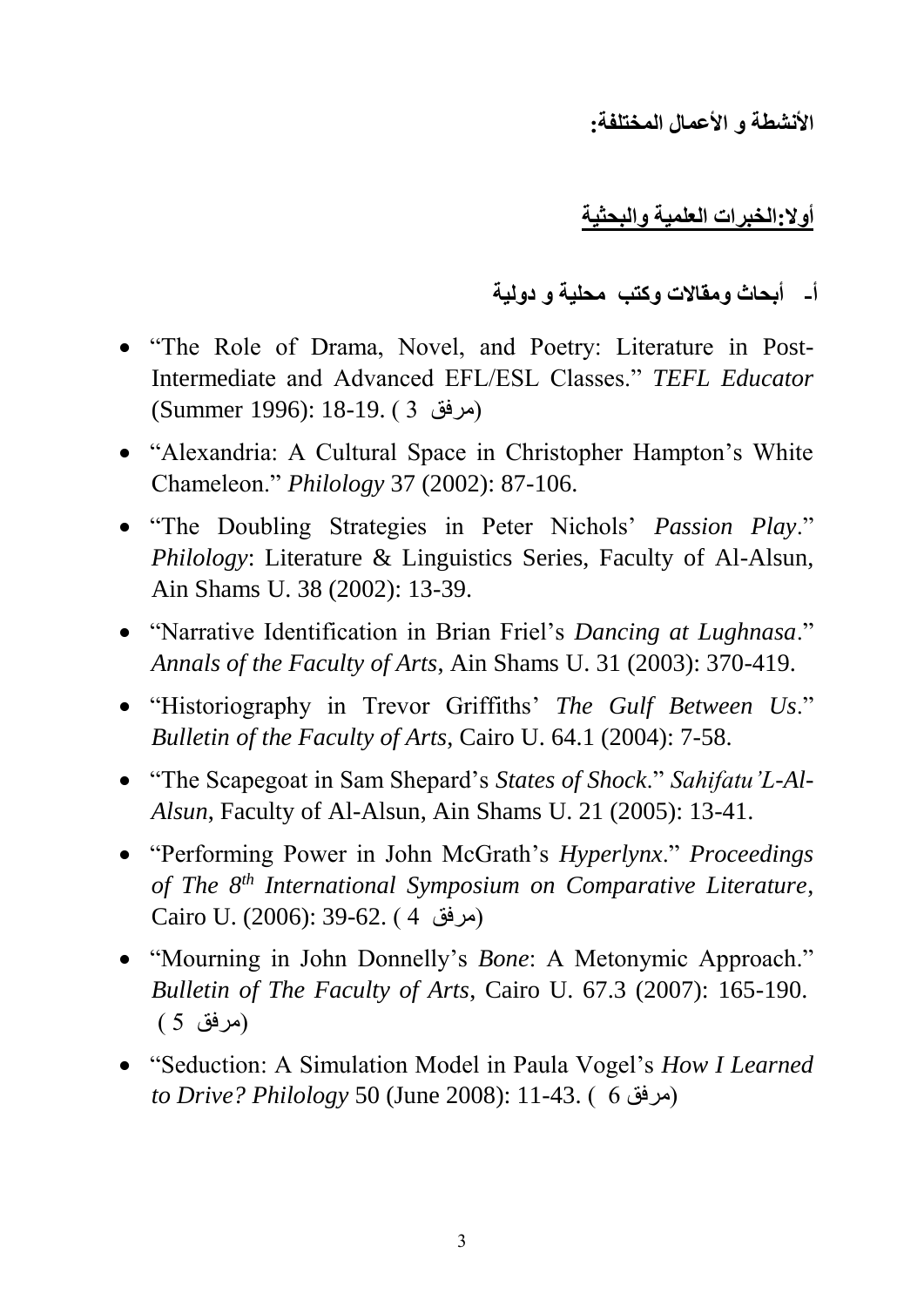**الأنشطة و الأعمال المختلفة:**

## أولا:الخبرات العلمية والبحثية

### أ- أبحاث ومقالات وكتب محلية و دولية

- "The Role of Drama, Novel, and Poetry: Literature in Post-Intermediate and Advanced EFL/ESL Classes." *TEFL Educator* (Summer 1996): 18-19. (مرفق 3)
- "Alexandria: A Cultural Space in Christopher Hampton's White Chameleon." *Philology* 37 (2002): 87-106.
- "The Doubling Strategies in Peter Nichols' *Passion Play*." *Philology*: Literature & Linguistics Series, Faculty of Al-Alsun, Ain Shams U. 38 (2002): 13-39.
- "Narrative Identification in Brian Friel's *Dancing at Lughnasa*." *Annals of the Faculty of Arts*, Ain Shams U. 31 (2003): 370-419.
- "Historiography in Trevor Griffiths' *The Gulf Between Us*." *Bulletin of the Faculty of Arts*, Cairo U. 64.1 (2004): 7-58.
- "The Scapegoat in Sam Shepard's *States of Shock*." *Sahifatu'L-Al-Alsun*, Faculty of Al-Alsun, Ain Shams U. 21 (2005): 13-41.
- "Performing Power in John McGrath's *Hyperlynx*." *Proceedings of The 8th International Symposium on Comparative Literature*, Cairo U. (2006): 39-62. (مرفق 4)
- "Mourning in John Donnelly's *Bone*: A Metonymic Approach." *Bulletin of The Faculty of Arts*, Cairo U. 67.3 (2007): 165-190. (مرفق 5)
- "Seduction: A Simulation Model in Paula Vogel's *How I Learned to Drive? Philology* 50 (June 2008): 11-43. (مرفق 6)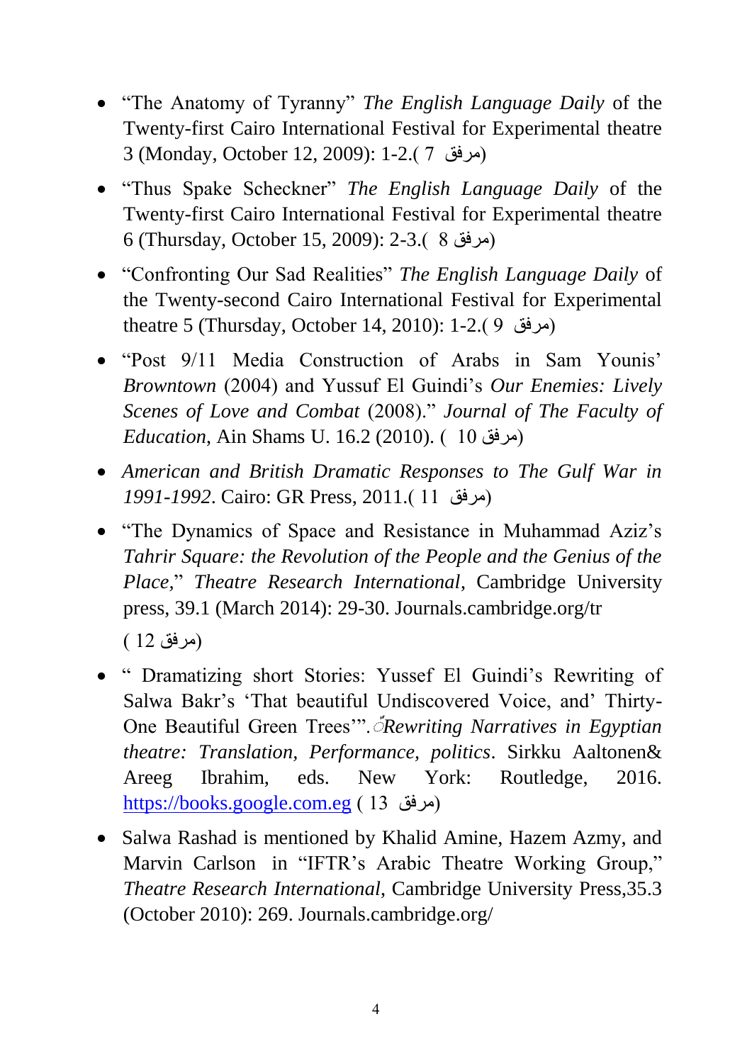- "The Anatomy of Tyranny" *The English Language Daily* of the Twenty-first Cairo International Festival for Experimental theatre 3 (Monday, October 12, 2009): 1-2.( مرفق 7)
- "Thus Spake Scheckner" *The English Language Daily* of the Twenty-first Cairo International Festival for Experimental theatre 6 (Thursday, October 15, 2009): 2-3.( مرفق 8)
- "Confronting Our Sad Realities" *The English Language Daily* of the Twenty-second Cairo International Festival for Experimental theatre 5 (Thursday, October 14, 2010): 1-2.( مرفق 9)
- "Post 9/11 Media Construction of Arabs in Sam Younis' *Browntown* (2004) and Yussuf El Guindi's *Our Enemies: Lively Scenes of Love and Combat* (2008)." *Journal of The Faculty of Education*, Ain Shams U. 16.2 (2010). ( مرفق 10)
- *American and British Dramatic Responses to The Gulf War in 1991-1992*. Cairo: GR Press, 2011.( مرفق 11)
- "The Dynamics of Space and Resistance in Muhammad Aziz's *Tahrir Square: the Revolution of the People and the Genius of the Place*," *Theatre Research International*, Cambridge University press, 39.1 (March 2014): 29-30. Journals.cambridge.org/tr

  ( مرفق 12 )
- " Dramatizing short Stories: Yussef El Guindi's Rewriting of Salwa Bakr's 'That beautiful Undiscovered Voice, and' Thirty-One Beautiful Green Trees'". *Rewriting Narratives in Egyptian theatre: Translation, Performance, politics*. Sirkku Aaltonen& Areeg Ibrahim, eds. New York: Routledge, 2016. https://books.google.com.eg ( مرفق 13)
- Salwa Rashad is mentioned by Khalid Amine, Hazem Azmy, and Marvin Carlson in "IFTR's Arabic Theatre Working Group," *Theatre Research International*, Cambridge University Press,35.3 (October 2010): 269. Journals.cambridge.org/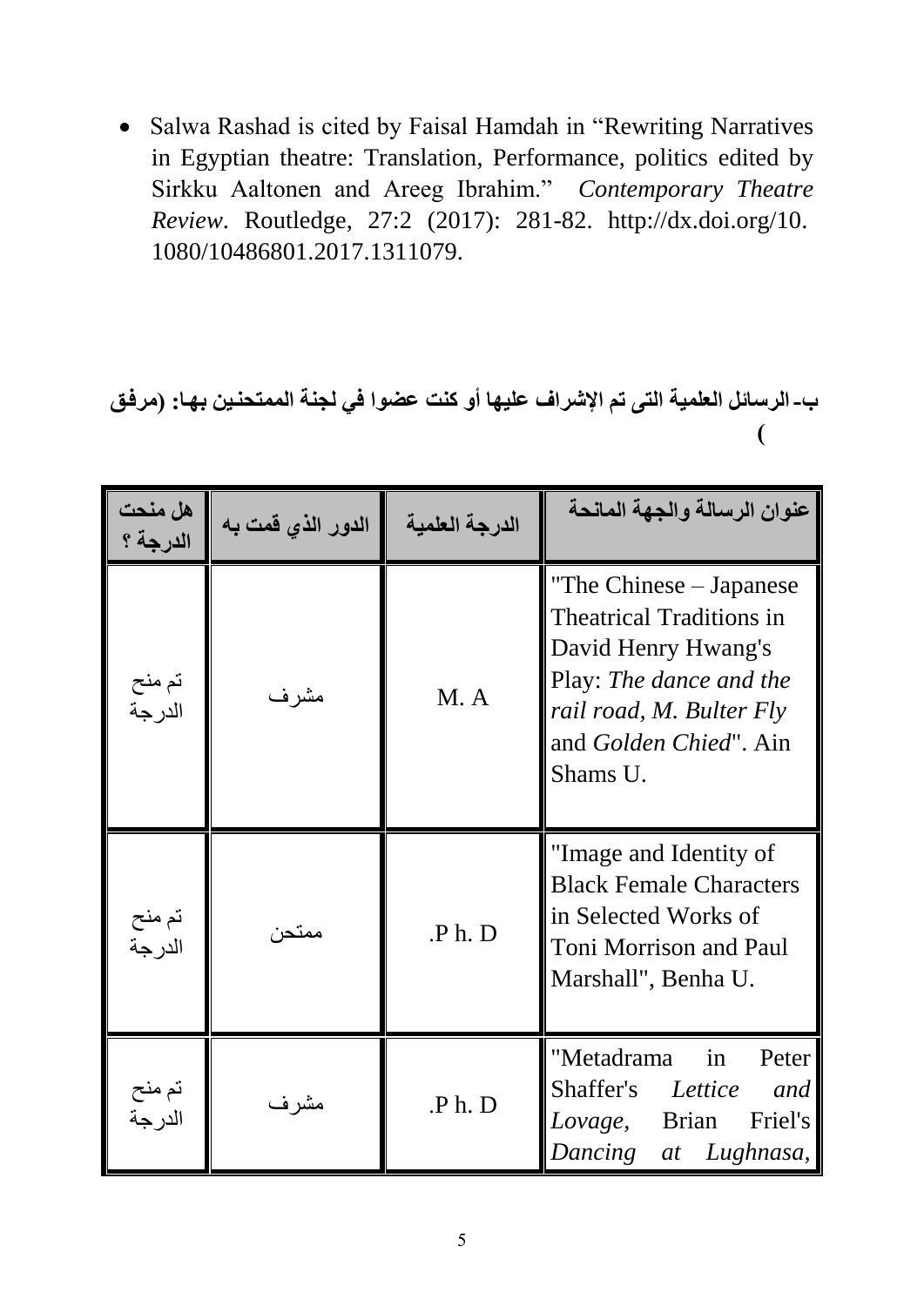- Salwa Rashad is cited by Faisal Hamdah in "Rewriting Narratives in Egyptian theatre: Translation, Performance, politics edited by Sirkku Aaltonen and Areeg Ibrahim." *Contemporary Theatre Review*. Routledge, 27:2 (2017): 281-82. http://dx.doi.org/10.1080/10486801.2017.1311079.

**ب- الرسائل العلمية التى تم الإشراف عليها أو كنت عضوا في لجنة الممتحنين بها: (مرفق )**

| عنوان الرسالة والجهة المانحة | الدرجة العلمية | الدور الذي قمت به | هل منحت الدرجة ؟ |
|---|---|---|---|
| "The Chinese – Japanese Theatrical Traditions in David Henry Hwang's Play: *The dance and the rail road, M. Bulter Fly* and *Golden Chied*". Ain Shams U. | M. A | مشرف | تم منح الدرجة |
| "Image and Identity of Black Female Characters in Selected Works of Toni Morrison and Paul Marshall", Benha U. | .P h. D | ممتحن | تم منح الدرجة |
| "Metadrama in Peter Shaffer's *Lettice and Lovage*, Brian Friel's *Dancing at Lughnasa*, | .P h. D | مشرف | تم منح الدرجة |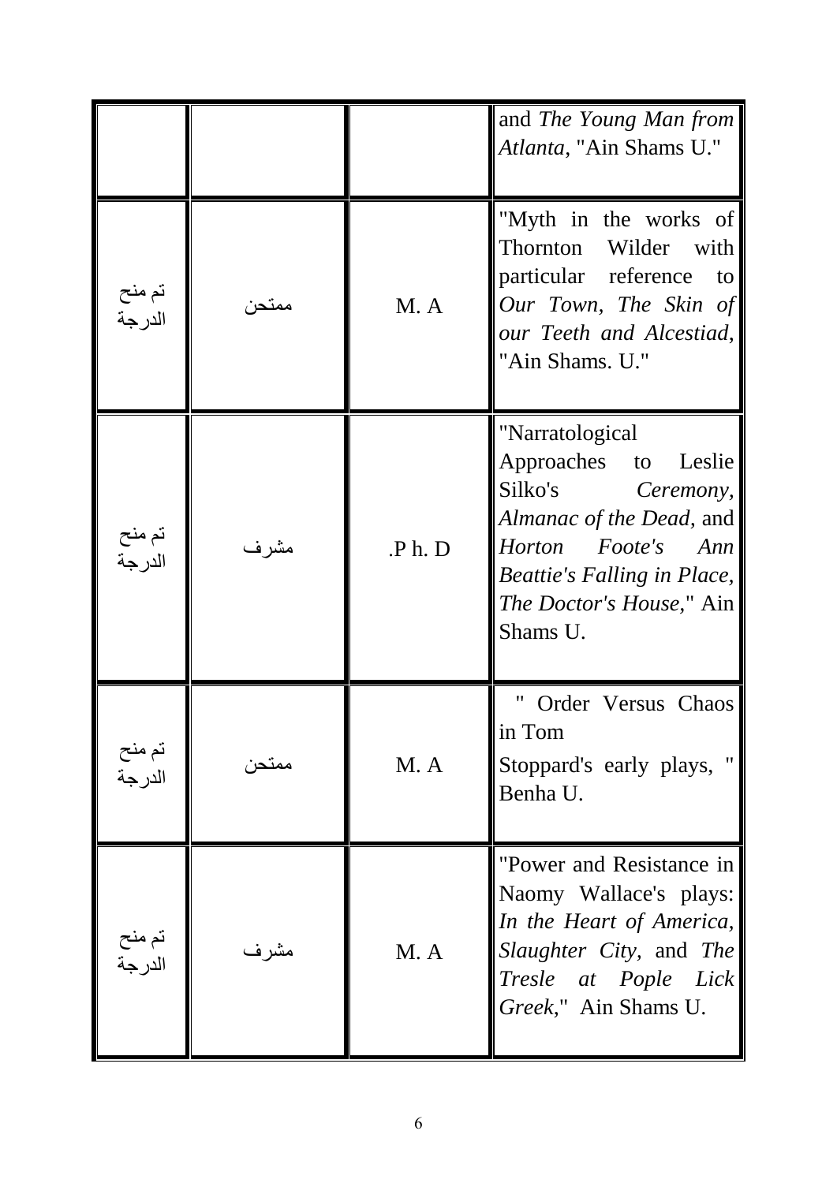| | | | |
|---|---|---|---|
| | | | and *The Young Man from Atlanta*, "Ain Shams U." |
| تم منح الدرجة | ممتحن | M. A | "Myth in the works of Thornton Wilder with particular reference to *Our Town, The Skin of our Teeth and Alcestiad*, "Ain Shams. U." |
| تم منح الدرجة | مشرف | .P h. D | "Narratological Approaches to Leslie Silko's *Ceremony, Almanac of the Dead*, and *Horton Foote's Ann Beattie's Falling in Place, The Doctor's House*," Ain Shams U. |
| تم منح الدرجة | ممتحن | M. A | " Order Versus Chaos in Tom Stoppard's early plays, " Benha U. |
| تم منح الدرجة | مشرف | M. A | "Power and Resistance in Naomy Wallace's plays: *In the Heart of America, Slaughter City*, and *The Tresle at Pople Lick Greek*," Ain Shams U. |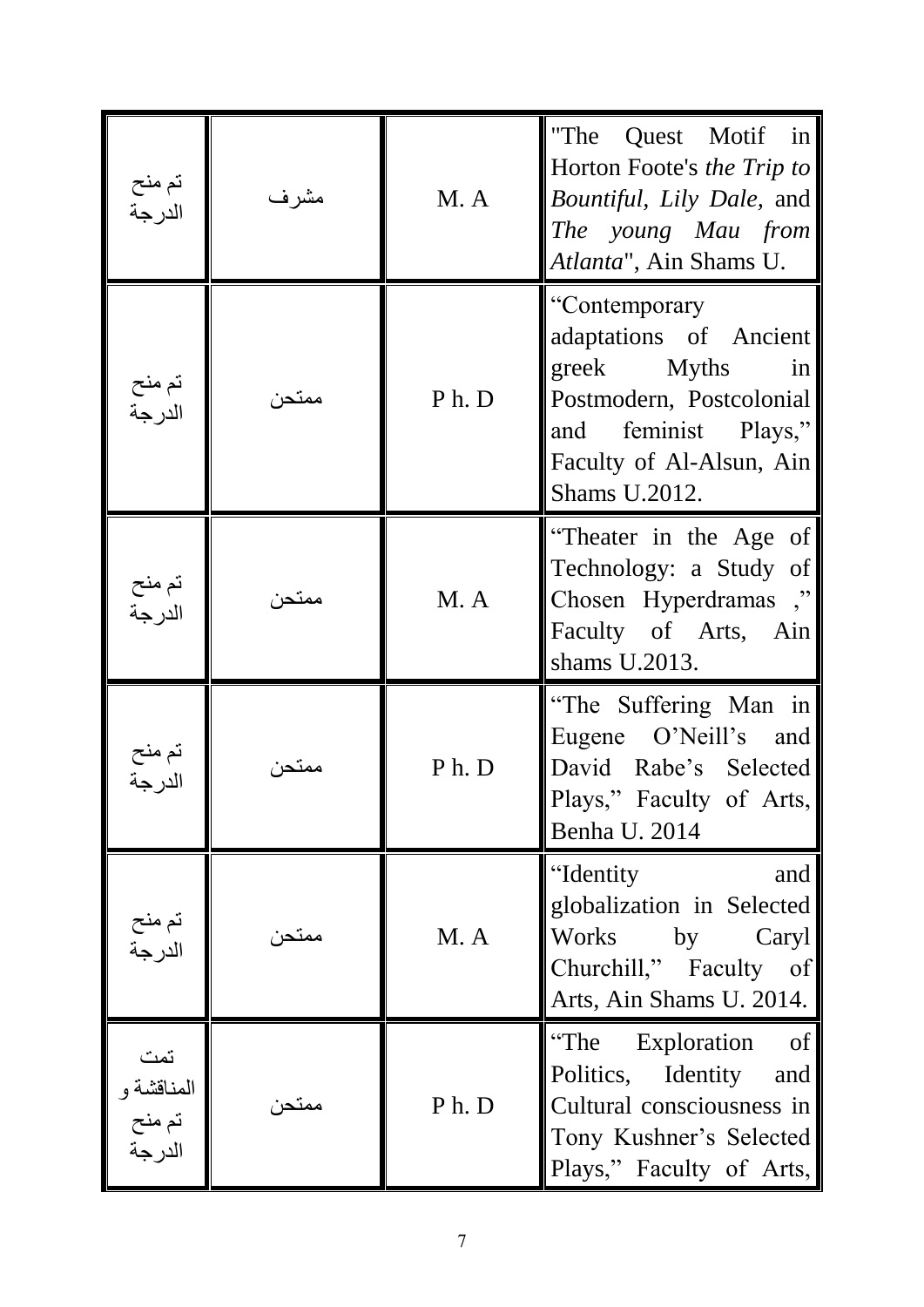| تم منح الدرجة | مشرف | M. A | "The Quest Motif in Horton Foote's *the Trip to Bountiful*, *Lily Dale,* and *The young Mau from Atlanta*", Ain Shams U. |
|---|---|---|---|
| تم منح الدرجة | ممتحن | P h. D | "Contemporary adaptations of Ancient greek Myths in Postmodern, Postcolonial and feminist Plays," Faculty of Al-Alsun, Ain Shams U.2012. |
| تم منح الدرجة | ممتحن | M. A | "Theater in the Age of Technology: a Study of Chosen Hyperdramas ," Faculty of Arts, Ain shams U.2013. |
| تم منح الدرجة | ممتحن | P h. D | "The Suffering Man in Eugene O'Neill's and David Rabe's Selected Plays," Faculty of Arts, Benha U. 2014 |
| تم منح الدرجة | ممتحن | M. A | "Identity and globalization in Selected Works by Caryl Churchill," Faculty of Arts, Ain Shams U. 2014. |
| تمت المناقشة و تم منح الدرجة | ممتحن | P h. D | "The Exploration of Politics, Identity and Cultural consciousness in Tony Kushner's Selected Plays," Faculty of Arts, |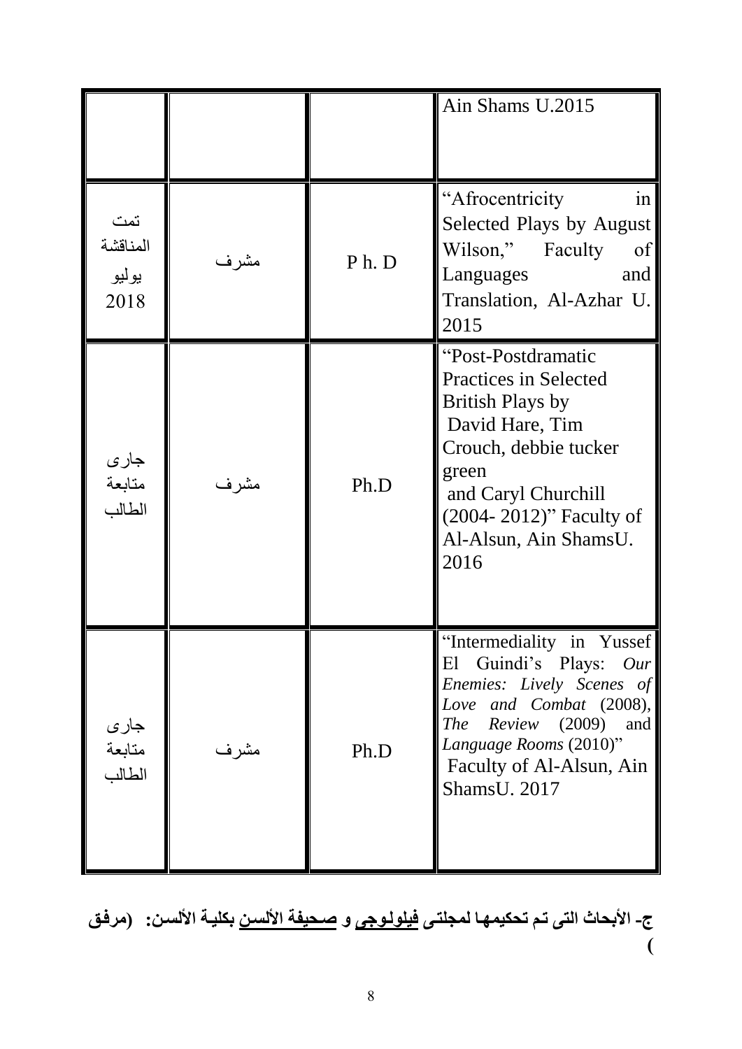| | | | |
|---|---|---|---|
| | | | Ain Shams U.2015 |
| تمت المناقشة يوليو 2018 | مشرف | P h. D | "Afrocentricity in Selected Plays by August Wilson," Faculty of Languages and Translation, Al-Azhar U. 2015 |
| جارى متابعة الطالب | مشرف | Ph.D | "Post-Postdramatic Practices in Selected British Plays by David Hare, Tim Crouch, debbie tucker green and Caryl Churchill (2004- 2012)" Faculty of Al-Alsun, Ain ShamsU. 2016 |
| جارى متابعة الطالب | مشرف | Ph.D | "Intermediality in Yussef El Guindi's Plays: *Our Enemies: Lively Scenes of Love and Combat* (2008), *The Review* (2009) and *Language Rooms* (2010)" Faculty of Al-Alsun, Ain ShamsU. 2017 |

**ج- الأبحاث التى تم تحكيمها لمجلتى فيلولوجى و صحيفة الألسن بكلية الألسن: (مرفق )**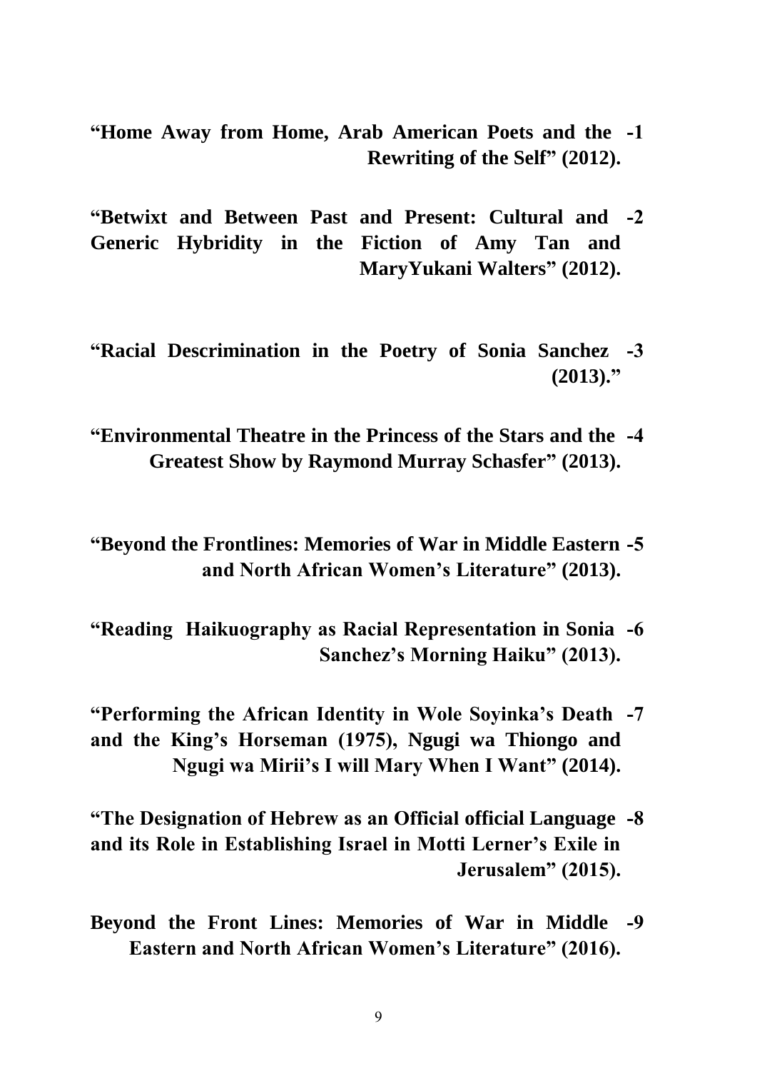1- **"Home Away from Home, Arab American Poets and the Rewriting of the Self" (2012).**

2- **"Betwixt and Between Past and Present: Cultural and Generic Hybridity in the Fiction of Amy Tan and MaryYukani Walters" (2012).**

3- **"Racial Descrimination in the Poetry of Sonia Sanchez (2013)."**

4- **"Environmental Theatre in the Princess of the Stars and the Greatest Show by Raymond Murray Schasfer" (2013).**

5- **"Beyond the Frontlines: Memories of War in Middle Eastern and North African Women's Literature" (2013).**

6- **"Reading Haikuography as Racial Representation in Sonia Sanchez's Morning Haiku" (2013).**

7- **"Performing the African Identity in Wole Soyinka's Death and the King's Horseman (1975), Ngugi wa Thiongo and Ngugi wa Mirii's I will Mary When I Want" (2014).**

8- **"The Designation of Hebrew as an Official official Language and its Role in Establishing Israel in Motti Lerner's Exile in Jerusalem" (2015).**

9- **Beyond the Front Lines: Memories of War in Middle Eastern and North African Women's Literature" (2016).**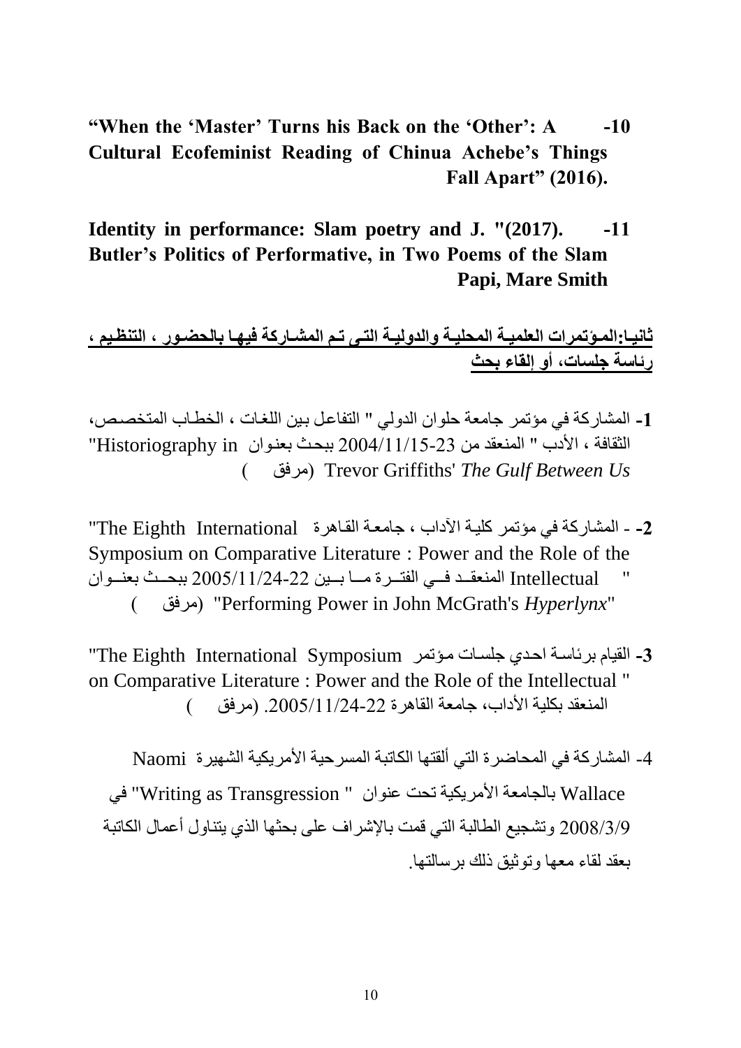10- **"When the 'Master' Turns his Back on the 'Other': A Cultural Ecofeminist Reading of Chinua Achebe's Things Fall Apart" (2016).**

11- **Identity in performance: Slam poetry and J. "(2017). Butler's Politics of Performative, in Two Poems of the Slam Papi, Mare Smith**

**ثانيا:المؤتمرات العلمية المحلية والدولية التى تم المشاركة فيها بالحضور ، التنظيم ، رئاسة جلسات، أو إلقاء بحث**

**1-** المشاركة في مؤتمر جامعة حلوان الدولي " التفاعل بين اللغات ، الخطاب المتخصص، الثقافة ، الأدب " المنعقد من 23-2004/11/15 ببحث بعنوان "Historiography in Trevor Griffiths' *The Gulf Between Us* (مرفق )

**2-** - المشاركة في مؤتمر كلية الآداب ، جامعة القاهرة "The Eighth International Symposium on Comparative Literature : Power and the Role of the Intellectual " المنعقد في الفترة ما بين 22-2005/11/24 ببحث بعنوان "Performing Power in John McGrath's *Hyperlynx*" (مرفق )

**3-** القيام برئاسة احدي جلسات مؤتمر "The Eighth International Symposium on Comparative Literature : Power and the Role of the Intellectual " المنعقد بكلية الأداب، جامعة القاهرة 22-2005/11/24. (مرفق )

4- المشاركة في المحاضرة التي ألقتها الكاتبة المسرحية الأمريكية الشهيرة Naomi Wallace بالجامعة الأمريكية تحت عنوان " Writing as Transgression" في 2008/3/9 وتشجيع الطالبة التي قمت بالإشراف على بحثها الذي يتناول أعمال الكاتبة بعقد لقاء معها وتوثيق ذلك برسالتها.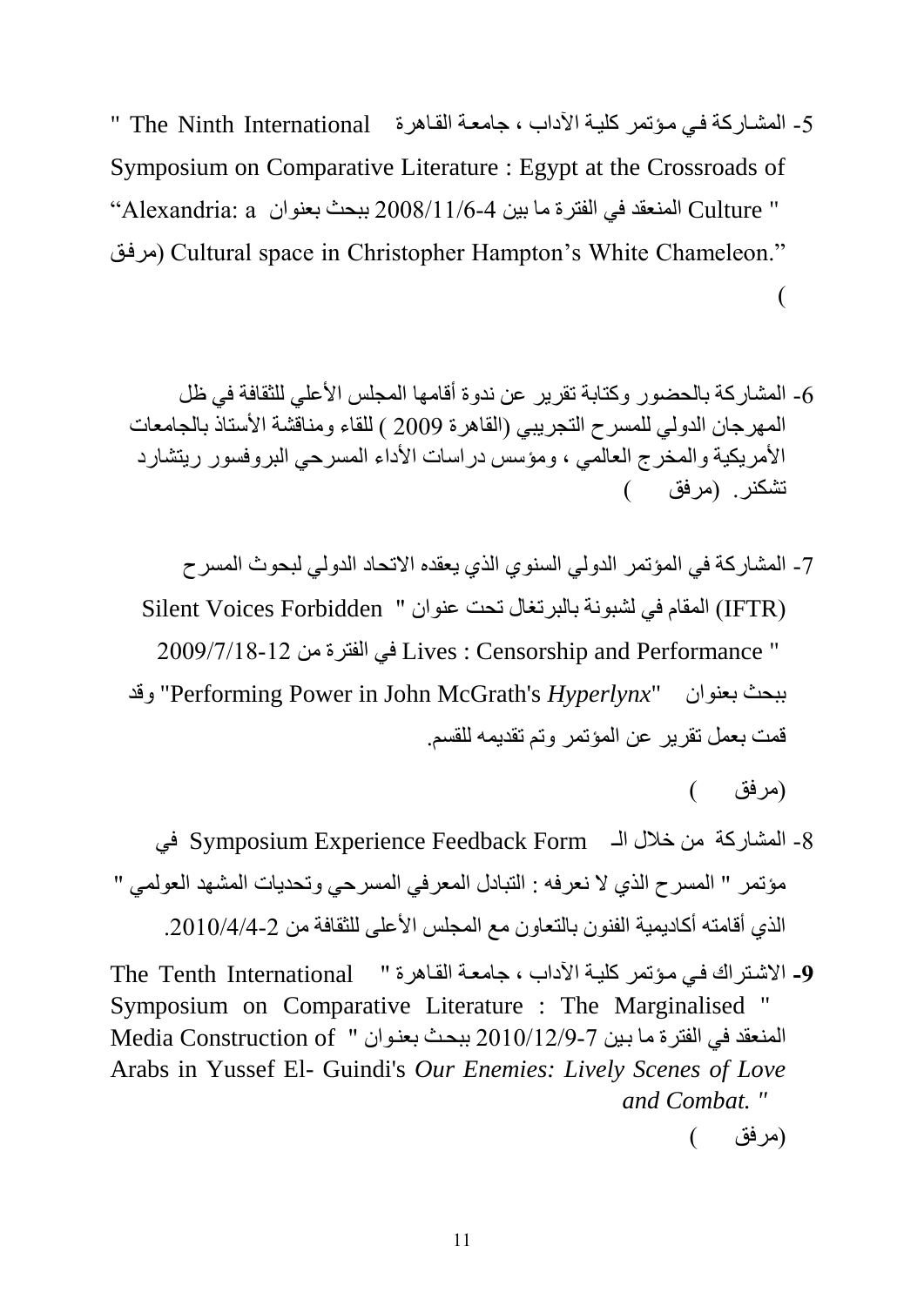5- المشاركة في مؤتمر كلية الآداب ، جامعة القاهرة " The Ninth International Symposium on Comparative Literature : Egypt at the Crossroads of Culture " المنعقد في الفترة ما بين 4-2008/11/6 ببحث بعنوان "Alexandria: a Cultural space in Christopher Hampton's White Chameleon." (مرفق )

6- المشاركة بالحضور وكتابة تقرير عن ندوة أقامها المجلس الأعلي للثقافة في ظل المهرجان الدولي للمسرح التجريبي (القاهرة 2009 ) للقاء ومناقشة الأستاذ بالجامعات الأمريكية والمخرج العالمي ، ومؤسس دراسات الأداء المسرحي البروفسور ريتشارد تشكنر. (مرفق )

7- المشاركة في المؤتمر الدولي السنوي الذي يعقده الاتحاد الدولي لبحوث المسرح (IFTR) المقام في لشبونة بالبرتغال تحت عنوان " Silent Voices Forbidden Lives : Censorship and Performance " في الفترة من 12-2009/7/18 ببحث بعنوان "Performing Power in John McGrath's *Hyperlynx*" وقد قمت بعمل تقرير عن المؤتمر وتم تقديمه للقسم.

(مرفق )

8- المشاركة من خلال الـ Symposium Experience Feedback Form في مؤتمر " المسرح الذي لا نعرفه : التبادل المعرفي المسرحي وتحديات المشهد العولمي " الذي أقامته أكاديمية الفنون بالتعاون مع المجلس الأعلى للثقافة من 2-2010/4/4.

**9-** الاشتراك في مؤتمر كلية الآداب ، جامعة القاهرة " The Tenth International Symposium on Comparative Literature : The Marginalised " المنعقد في الفترة ما بين 7-2010/12/9 ببحث بعنوان " Media Construction of Arabs in Yussef El- Guindi's *Our Enemies: Lively Scenes of Love and Combat.* "

(مرفق )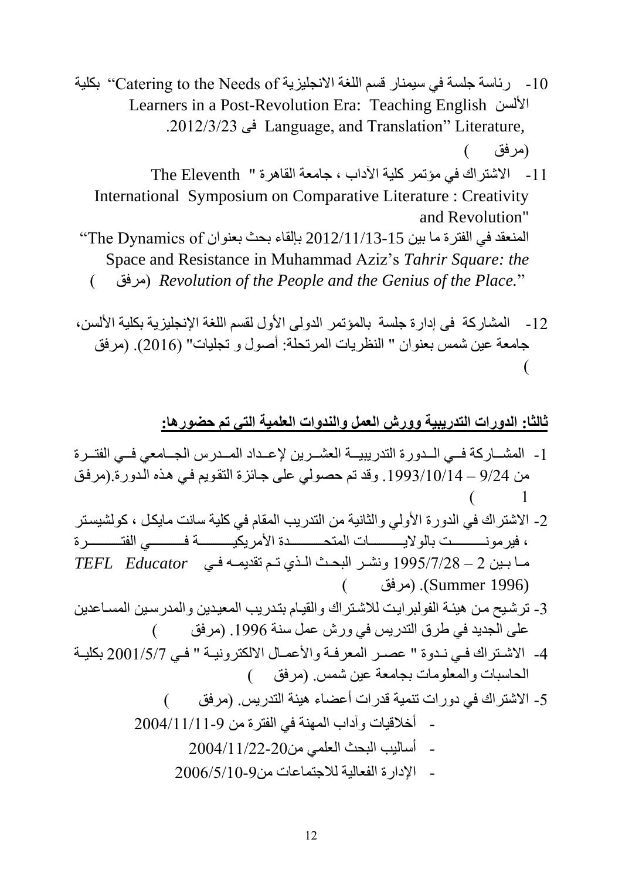10- رئاسة جلسة في سيمنار قسم اللغة الانجليزية "Catering to the Needs of Learners in a Post-Revolution Era: Teaching English Literature, Language, and Translation" بكلية الألسن فى 2012/3/23. (مرفق )

11- الاشتراك في مؤتمر كلية الآداب ، جامعة القاهرة " The Eleventh International Symposium on Comparative Literature : Creativity and Revolution" المنعقد في الفترة ما بين 15-2012/11/13 بإلقاء بحث بعنوان "The Dynamics of Space and Resistance in Muhammad Aziz's *Tahrir Square: the Revolution of the People and the Genius of the Place.*" (مرفق )

12- المشاركة فى إدارة جلسة بالمؤتمر الدولى الأول لقسم اللغة الإنجليزية بكلية الألسن، جامعة عين شمس بعنوان " النظريات المرتحلة: أصول و تجليات" (2016). (مرفق )

## **ثالثا: الدورات التدريبية وورش العمل والندوات العلمية التى تم حضورها:**

1- المشاركة في الدورة التدريبية العشرين لإعداد المدرس الجامعي في الفترة من 9/24 – 1993/10/14. وقد تم حصولي على جائزة التقويم في هذه الدورة.(مرفق 1 )

2- الاشتراك في الدورة الأولي والثانية من التدريب المقام في كلية سانت مايكل ، كولشيستر ، فيرمونت بالولايات المتحدة الأمريكية في الفترة ما بين 2 – 1995/7/28 ونشر البحث الذي تم تقديمه في *TEFL Educator* (Summer 1996). (مرفق )

3- ترشيح من هيئة الفولبرايت للاشتراك والقيام بتدريب المعيدين والمدرسين المساعدين على الجديد في طرق التدريس في ورش عمل سنة 1996. (مرفق )

4- الاشتراك في ندوة " عصر المعرفة والأعمال الالكترونية " في 2001/5/7 بكلية الحاسبات والمعلومات بجامعة عين شمس. (مرفق )

5- الاشتراك في دورات تنمية قدرات أعضاء هيئة التدريس. (مرفق )
   - أخلاقيات وآداب المهنة في الفترة من 9-2004/11/11
   - أساليب البحث العلمي من20-2004/11/22
   - الإدارة الفعالية للاجتماعات من9-2006/5/10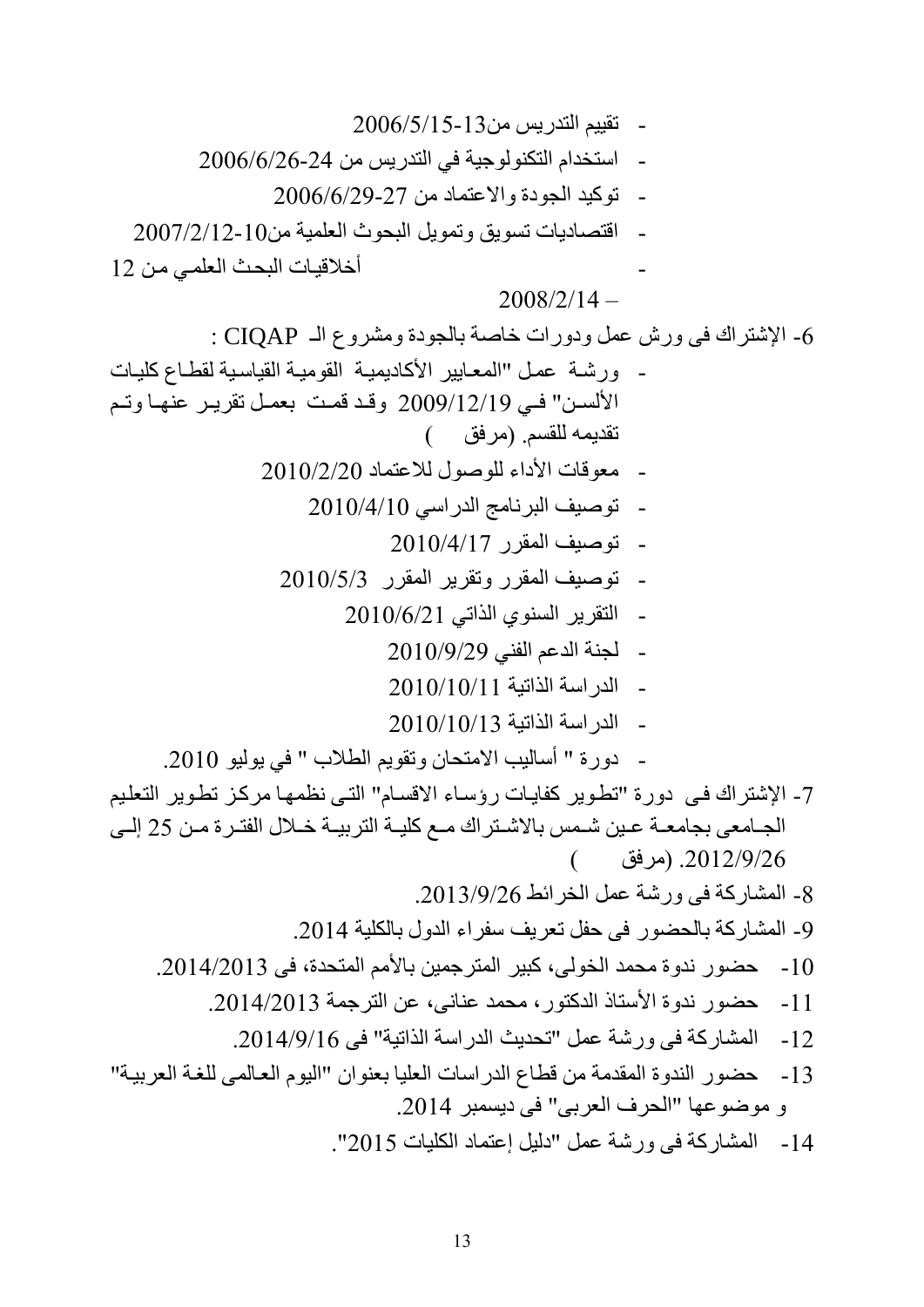- تقييم التدريس من13-2006/5/15
- استخدام التكنولوجية في التدريس من 24-2006/6/26
- توكيد الجودة والاعتماد من 27-2006/6/29
- اقتصاديات تسويق وتمويل البحوث العلمية من10-2007/2/12
- أخلاقيات البحث العلمي من 12 – 2008/2/14

6- الإشتراك فى ورش عمل ودورات خاصة بالجودة ومشروع الـ CIQAP :

- ورشة عمل "المعايير الأكاديمية القومية القياسية لقطاع كليات الألسن" في 2009/12/19 وقد قمت بعمل تقرير عنها وتم تقديمه للقسم. (مرفق )
- معوقات الأداء للوصول للاعتماد 2010/2/20
- توصيف البرنامج الدراسي 2010/4/10
- توصيف المقرر 2010/4/17
- توصيف المقرر وتقرير المقرر 2010/5/3
- التقرير السنوي الذاتي 2010/6/21
- لجنة الدعم الفني 2010/9/29
- الدراسة الذاتية 2010/10/11
- الدراسة الذاتية 2010/10/13
- دورة " أساليب الامتحان وتقويم الطلاب " في يوليو 2010.

7- الإشتراك فى دورة "تطوير كفايات رؤساء الاقسام" التى نظمها مركز تطوير التعليم الجامعى بجامعة عين شمس بالاشتراك مع كلية التربية خلال الفترة من 25 إلى 2012/9/26. (مرفق )

8- المشاركة فى ورشة عمل الخرائط 2013/9/26.

9- المشاركة بالحضور فى حفل تعريف سفراء الدول بالكلية 2014.

10- حضور ندوة محمد الخولى، كبير المترجمين بالأمم المتحدة، فى 2014/2013.

11- حضور ندوة الأستاذ الدكتور، محمد عنانى، عن الترجمة 2014/2013.

12- المشاركة فى ورشة عمل "تحديث الدراسة الذاتية" فى 2014/9/16.

13- حضور الندوة المقدمة من قطاع الدراسات العليا بعنوان "اليوم العالمى للغة العربية" و موضوعها "الحرف العربى" فى ديسمبر 2014.

14- المشاركة فى ورشة عمل "دليل إعتماد الكليات 2015".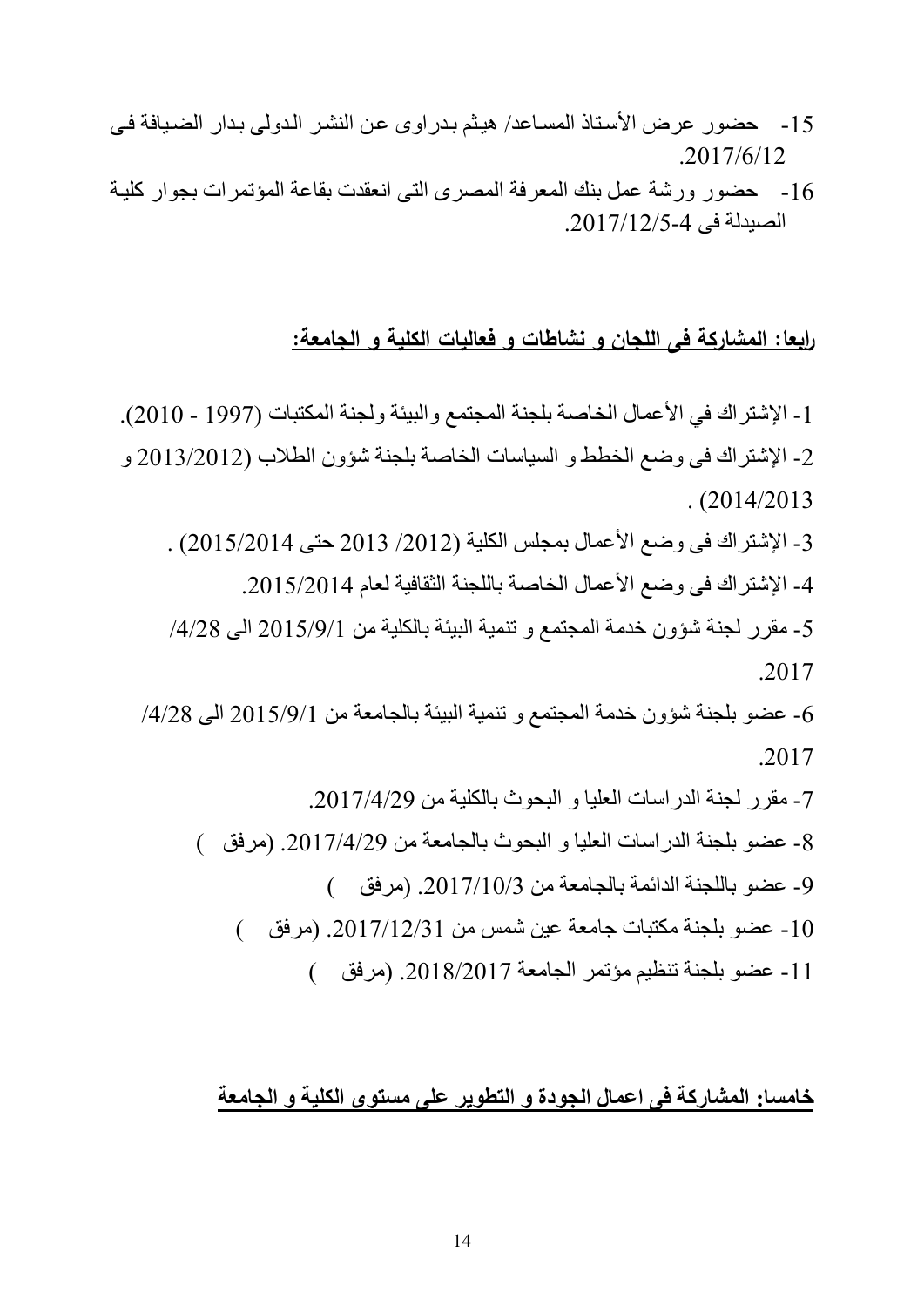15- حضور عرض الأستاذ المساعد/ هيثم بدراوى عن النشر الدولى بدار الضيافة فى 2017/6/12.

16- حضور ورشة عمل بنك المعرفة المصرى التى انعقدت بقاعة المؤتمرات بجوار كلية الصيدلة فى 4-2017/12/5.

## رابعا: المشاركة فى اللجان و نشاطات و فعاليات الكلية و الجامعة:

1- الإشتراك في الأعمال الخاصة بلجنة المجتمع والبيئة ولجنة المكتبات (1997 - 2010).

2- الإشتراك فى وضع الخطط و السياسات الخاصة بلجنة شؤون الطلاب (2013/2012 و 2014/2013) .

3- الإشتراك فى وضع الأعمال بمجلس الكلية (2012/ 2013 حتى 2015/2014) .

4- الإشتراك فى وضع الأعمال الخاصة باللجنة الثقافية لعام 2015/2014.

5- مقرر لجنة شؤون خدمة المجتمع و تنمية البيئة بالكلية من 2015/9/1 الى 4/28/ 2017.

6- عضو بلجنة شؤون خدمة المجتمع و تنمية البيئة بالجامعة من 2015/9/1 الى 4/28/ 2017.

7- مقرر لجنة الدراسات العليا و البحوث بالكلية من 2017/4/29.

8- عضو بلجنة الدراسات العليا و البحوث بالجامعة من 2017/4/29. (مرفق )

9- عضو باللجنة الدائمة بالجامعة من 2017/10/3. (مرفق )

10- عضو بلجنة مكتبات جامعة عين شمس من 2017/12/31. (مرفق )

11- عضو بلجنة تنظيم مؤتمر الجامعة 2018/2017. (مرفق )

## خامسا: المشاركة فى اعمال الجودة و التطوير على مستوى الكلية و الجامعة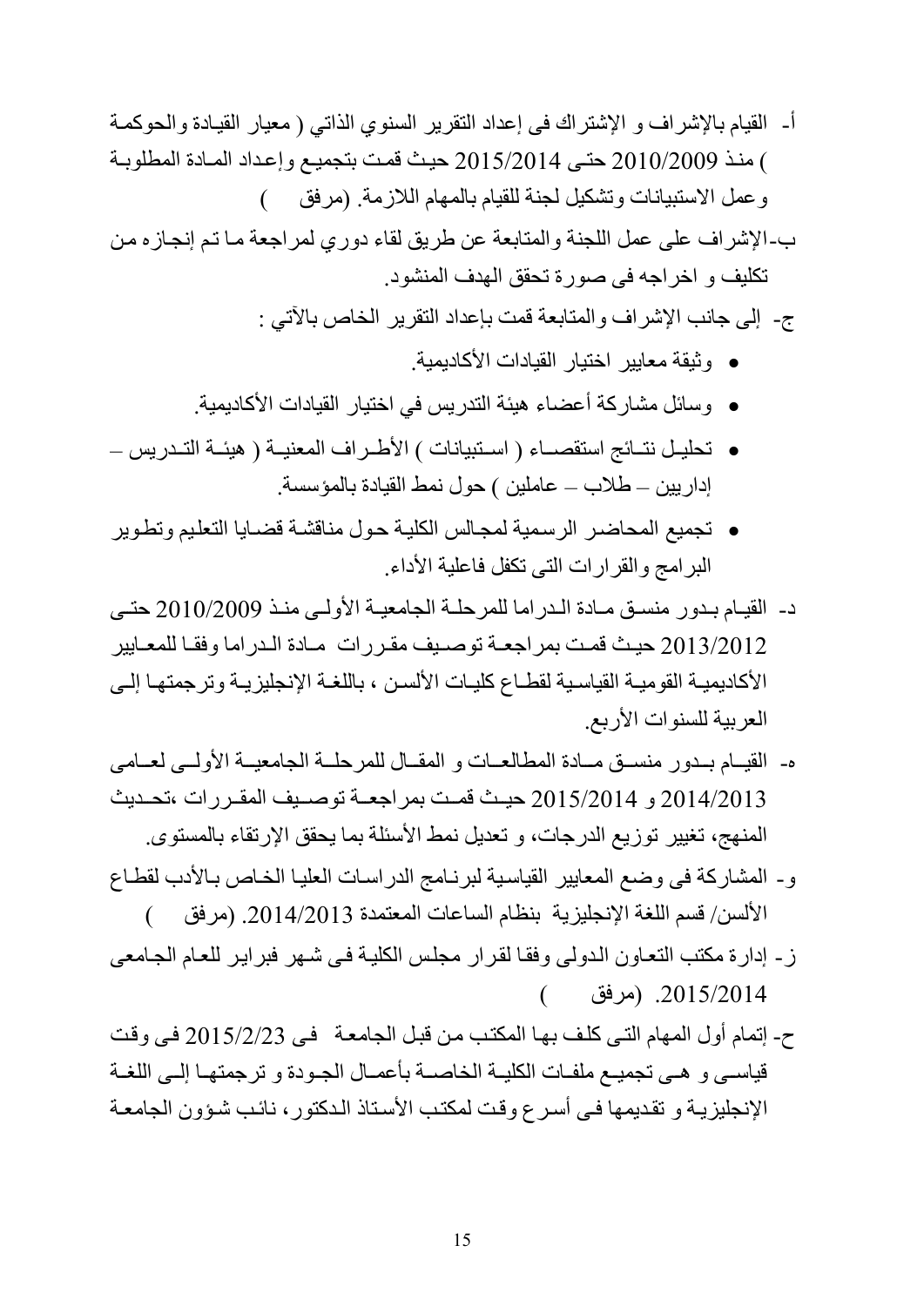أ- القيام بالإشراف و الإشتراك فى إعداد التقرير السنوي الذاتي ( معيار القيادة والحوكمة ) منذ 2010/2009 حتى 2015/2014 حيث قمت بتجميع وإعداد المادة المطلوبة وعمل الاستبيانات وتشكيل لجنة للقيام بالمهام اللازمة. (مرفق )

ب-الإشراف على عمل اللجنة والمتابعة عن طريق لقاء دوري لمراجعة ما تم إنجازه من تكليف و اخراجه فى صورة تحقق الهدف المنشود.

ج- إلى جانب الإشراف والمتابعة قمت بإعداد التقرير الخاص بالآتي :

- وثيقة معايير اختيار القيادات الأكاديمية.
- وسائل مشاركة أعضاء هيئة التدريس في اختيار القيادات الأكاديمية.
- تحليل نتائج استقصاء ( استبيانات ) الأطراف المعنية ( هيئة التدريس – إداريين – طلاب – عاملين ) حول نمط القيادة بالمؤسسة.
- تجميع المحاضر الرسمية لمجالس الكلية حول مناقشة قضايا التعليم وتطوير البرامج والقرارات التى تكفل فاعلية الأداء.

د- القيام بدور منسق مادة الدراما للمرحلة الجامعية الأولى منذ 2010/2009 حتى 2013/2012 حيث قمت بمراجعة توصيف مقررات مادة الدراما وفقا للمعايير الأكاديمية القومية القياسية لقطاع كليات الألسن ، باللغة الإنجليزية وترجمتها إلى العربية للسنوات الأربع.

ه- القيام بدور منسق مادة المطالعات و المقال للمرحلة الجامعية الأولى لعامى 2014/2013 و 2015/2014 حيث قمت بمراجعة توصيف المقررات ،تحديث المنهج، تغيير توزيع الدرجات، و تعديل نمط الأسئلة بما يحقق الإرتقاء بالمستوى.

و- المشاركة فى وضع المعايير القياسية لبرنامج الدراسات العليا الخاص بالأدب لقطاع الألسن/ قسم اللغة الإنجليزية بنظام الساعات المعتمدة 2014/2013. (مرفق )

ز- إدارة مكتب التعاون الدولى وفقا لقرار مجلس الكلية فى شهر فبراير للعام الجامعى 2015/2014. (مرفق )

ح- إتمام أول المهام التى كلف بها المكتب من قبل الجامعة فى 2015/2/23 فى وقت قياسى و هى تجميع ملفات الكلية الخاصة بأعمال الجودة و ترجمتها إلى اللغة الإنجليزية و تقديمها فى أسرع وقت لمكتب الأستاذ الدكتور، نائب شؤون الجامعة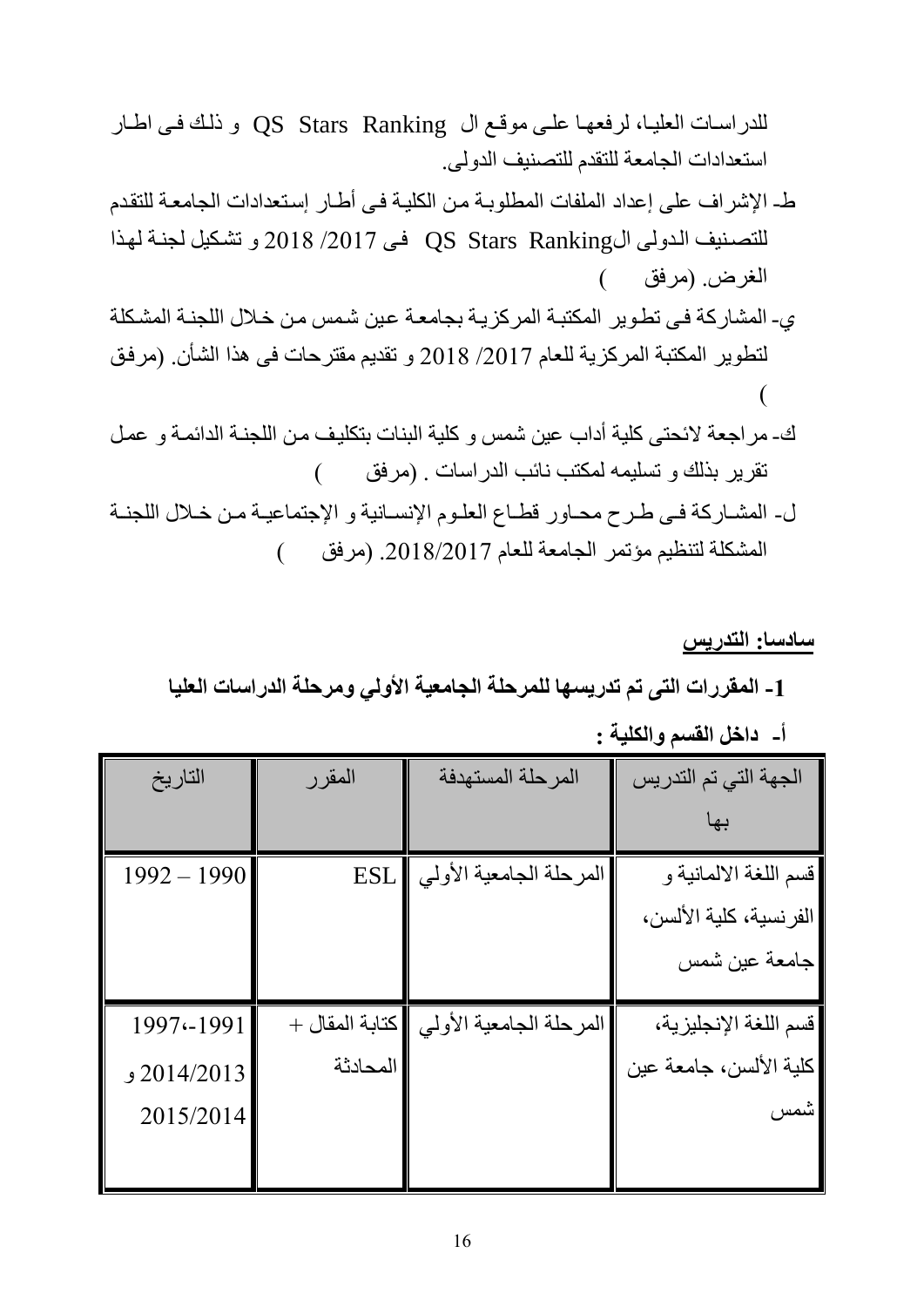للدراسات العليا، لرفعها على موقع ال QS Stars Ranking و ذلك فى اطار استعدادات الجامعة للتقدم للتصنيف الدولى.

ط- الإشراف على إعداد الملفات المطلوبة من الكلية فى أطار إستعدادات الجامعة للتقدم للتصنيف الدولى الQS Stars Ranking فى 2017/ 2018 و تشكيل لجنة لهذا الغرض. (مرفق )

ي- المشاركة فى تطوير المكتبة المركزية بجامعة عين شمس من خلال اللجنة المشكلة لتطوير المكتبة المركزية للعام 2017/ 2018 و تقديم مقترحات فى هذا الشأن. (مرفق )

ك- مراجعة لائحتى كلية أداب عين شمس و كلية البنات بتكليف من اللجنة الدائمة و عمل تقرير بذلك و تسليمه لمكتب نائب الدراسات . (مرفق )

ل- المشاركة فى طرح محاور قطاع العلوم الإنسانية و الإجتماعية من خلال اللجنة المشكلة لتنظيم مؤتمر الجامعة للعام 2018/2017. (مرفق )

## سادسا: التدريس

### 1- المقررات التى تم تدريسها للمرحلة الجامعية الأولي ومرحلة الدراسات العليا

**أ- داخل القسم والكلية :**

| الجهة التي تم التدريس بها | المرحلة المستهدفة | المقرر | التاريخ |
|---|---|---|---|
| قسم اللغة الالمانية و الفرنسية، كلية الألسن، جامعة عين شمس | المرحلة الجامعية الأولي | ESL | 1990 – 1992 |
| قسم اللغة الإنجليزية، كلية الألسن، جامعة عين شمس | المرحلة الجامعية الأولي | كتابة المقال + المحادثة | 1991-،1997 2014/2013 و 2015/2014 |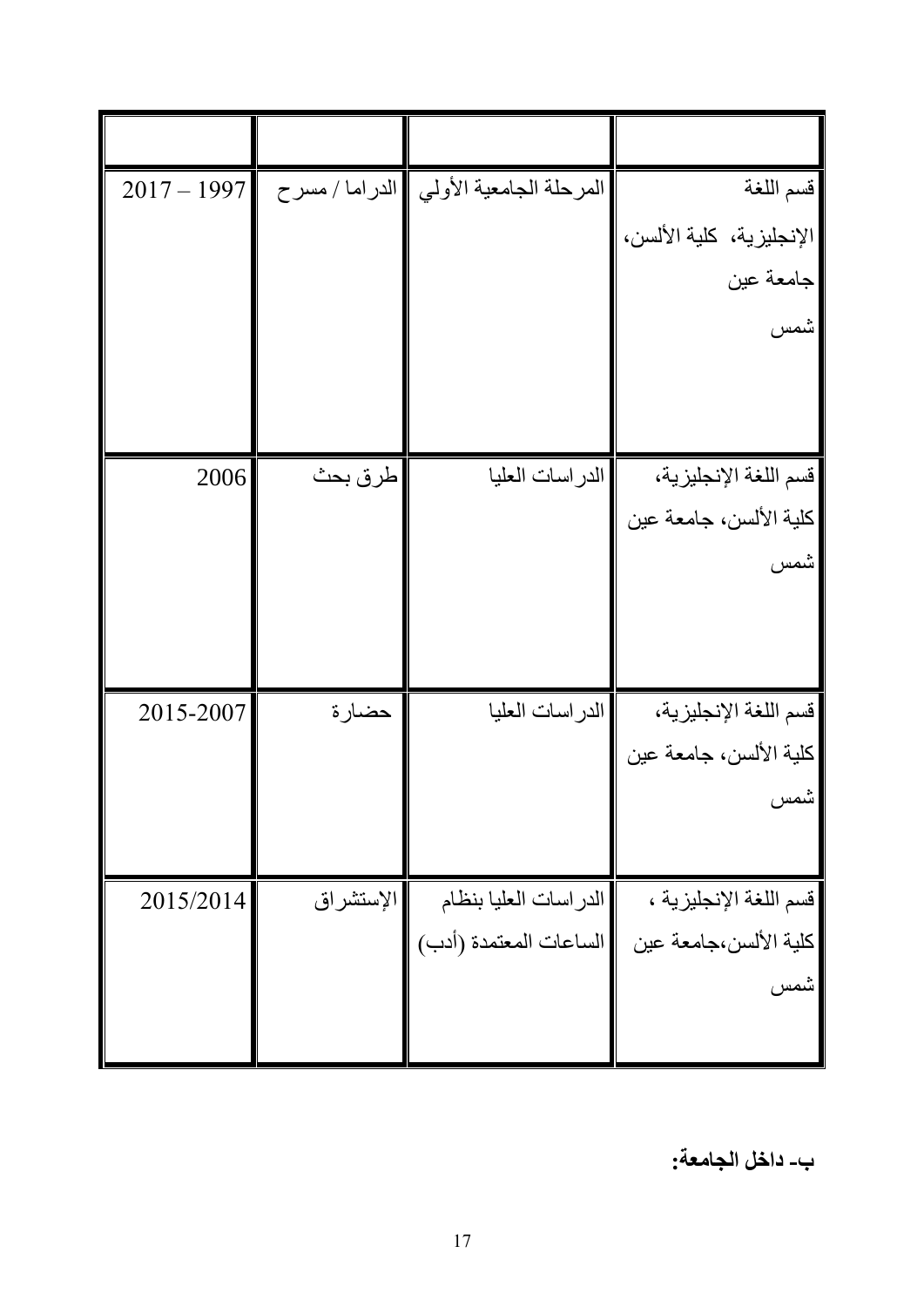| | | | |
|---|---|---|---|
| قسم اللغة الإنجليزية، كلية الألسن، جامعة عين شمس | المرحلة الجامعية الأولي | الدراما / مسرح | 2017 – 1997 |
| قسم اللغة الإنجليزية، كلية الألسن، جامعة عين شمس | الدراسات العليا | طرق بحث | 2006 |
| قسم اللغة الإنجليزية، كلية الألسن، جامعة عين شمس | الدراسات العليا | حضارة | 2015-2007 |
| قسم اللغة الإنجليزية ، كلية الألسن،جامعة عين شمس | الدراسات العليا بنظام الساعات المعتمدة (أدب) | الإستشراق | 2015/2014 |

**ب- داخل الجامعة:**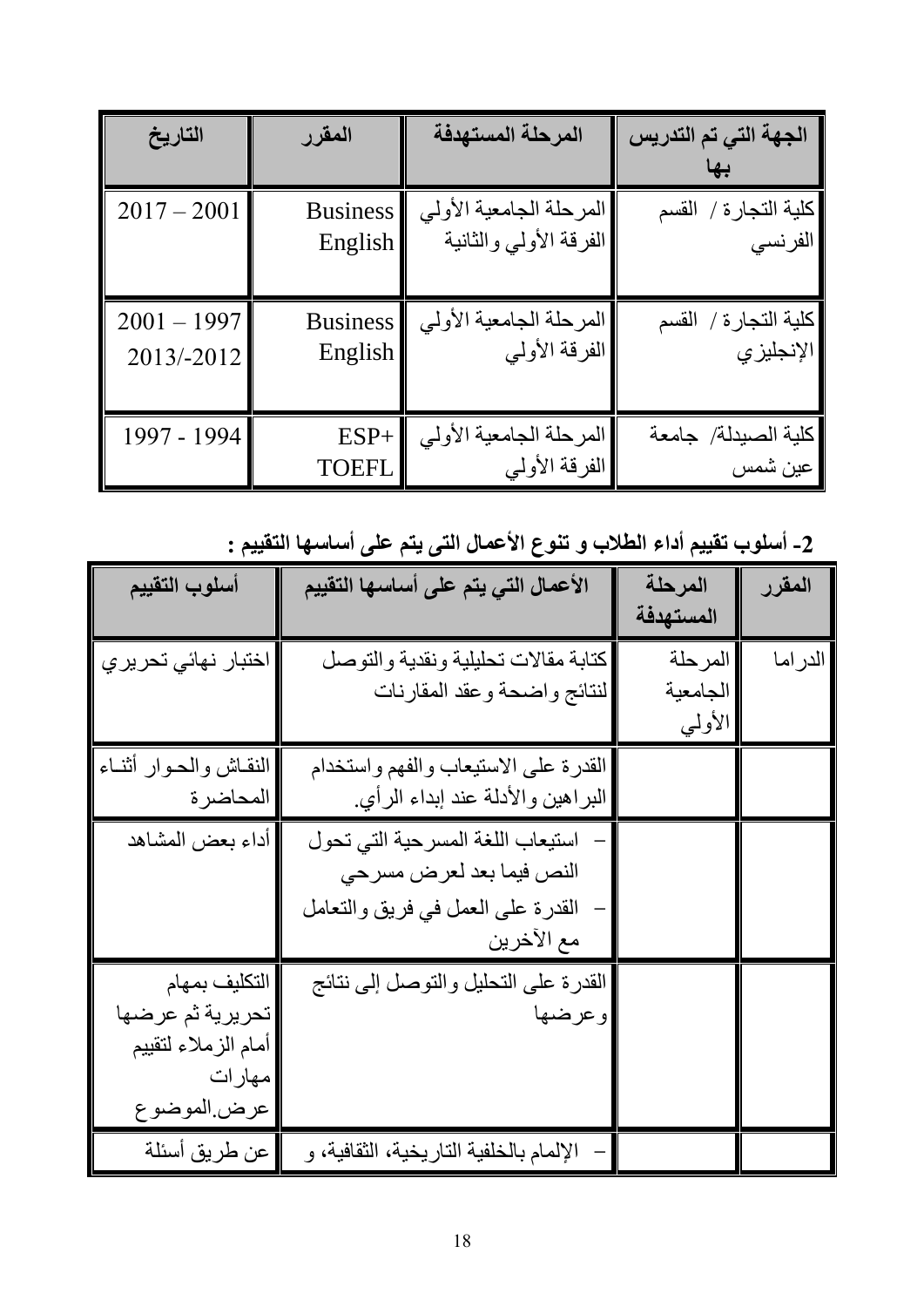| الجهة التي تم التدريس بها | المرحلة المستهدفة | المقرر | التاريخ |
|---|---|---|---|
| كلية التجارة / القسم الفرنسي | المرحلة الجامعية الأولي الفرقة الأولي والثانية | Business English | 2017 – 2001 |
| كلية التجارة / القسم الإنجليزي | المرحلة الجامعية الأولي الفرقة الأولي | Business English | 2001 – 1997 2013/-2012 |
| كلية الصيدلة/ جامعة عين شمس | المرحلة الجامعية الأولي الفرقة الأولي | ESP+ TOEFL | 1997 - 1994 |

**2- أسلوب تقييم أداء الطلاب و تنوع الأعمال التى يتم على أساسها التقييم :**

| المقرر | المرحلة المستهدفة | الأعمال التي يتم على أساسها التقييم | أسلوب التقييم |
|---|---|---|---|
| الدراما | المرحلة الجامعية الأولي | كتابة مقالات تحليلية ونقدية والتوصل لنتائج واضحة وعقد المقارنات | اختبار نهائي تحريري |
| | | القدرة على الاستيعاب والفهم واستخدام البراهين والأدلة عند إبداء الرأي. | النقاش والحوار أثناء المحاضرة |
| | | – استيعاب اللغة المسرحية التي تحول النص فيما بعد لعرض مسرحي – القدرة على العمل في فريق والتعامل مع الآخرين | أداء بعض المشاهد |
| | | القدرة على التحليل والتوصل إلى نتائج وعرضها | التكليف بمهام تحريرية ثم عرضها أمام الزملاء لتقييم مهارات عرض.الموضوع |
| | | – الإلمام بالخلفية التاريخية، الثقافية، و | عن طريق أسئلة |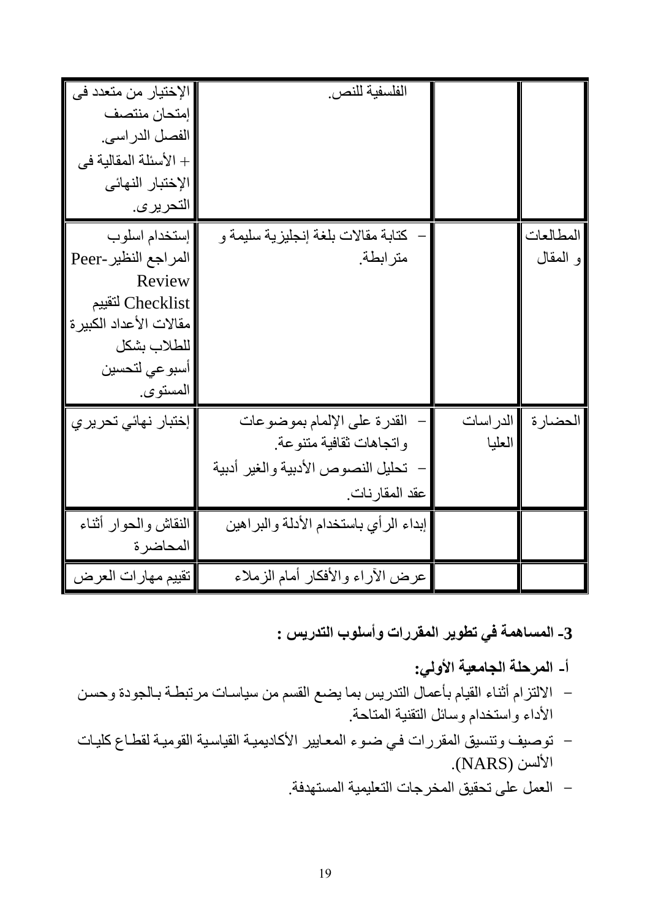| | | | |
|---|---|---|---|
| | | الفلسفية للنص. | الإختيار من متعدد فى إمتحان منتصف الفصل الدراسى. + الأسئلة المقالية فى الإختبار النهائى التحريرى. |
| المطالعات و المقال | | – كتابة مقالات بلغة إنجليزية سليمة و مترابطة. | إستخدام اسلوب المراجع النظير-Peer Review Checklist لتقييم مقالات الأعداد الكبيرة للطلاب بشكل أسبوعي لتحسين المستوى. |
| الحضارة | الدراسات العليا | – القدرة على الإلمام بموضوعات واتجاهات ثقافية متنوعة. – تحليل النصوص الأدبية والغير أدبية عقد المقارنات. | إختبار نهائي تحريري |
| | | إبداء الرأي باستخدام الأدلة والبراهين | النقاش والحوار أثناء المحاضرة |
| | | عرض الآراء والأفكار أمام الزملاء | تقييم مهارات العرض |

### 3- المساهمة في تطوير المقررات وأسلوب التدريس :

#### أ- المرحلة الجامعية الأولي:

- الالتزام أثناء القيام بأعمال التدريس بما يضع القسم من سياسات مرتبطة بالجودة وحسن الأداء واستخدام وسائل التقنية المتاحة.
- توصيف وتنسيق المقررات في ضوء المعايير الأكاديمية القياسية القومية لقطاع كليات الألسن (NARS).
- العمل على تحقيق المخرجات التعليمية المستهدفة.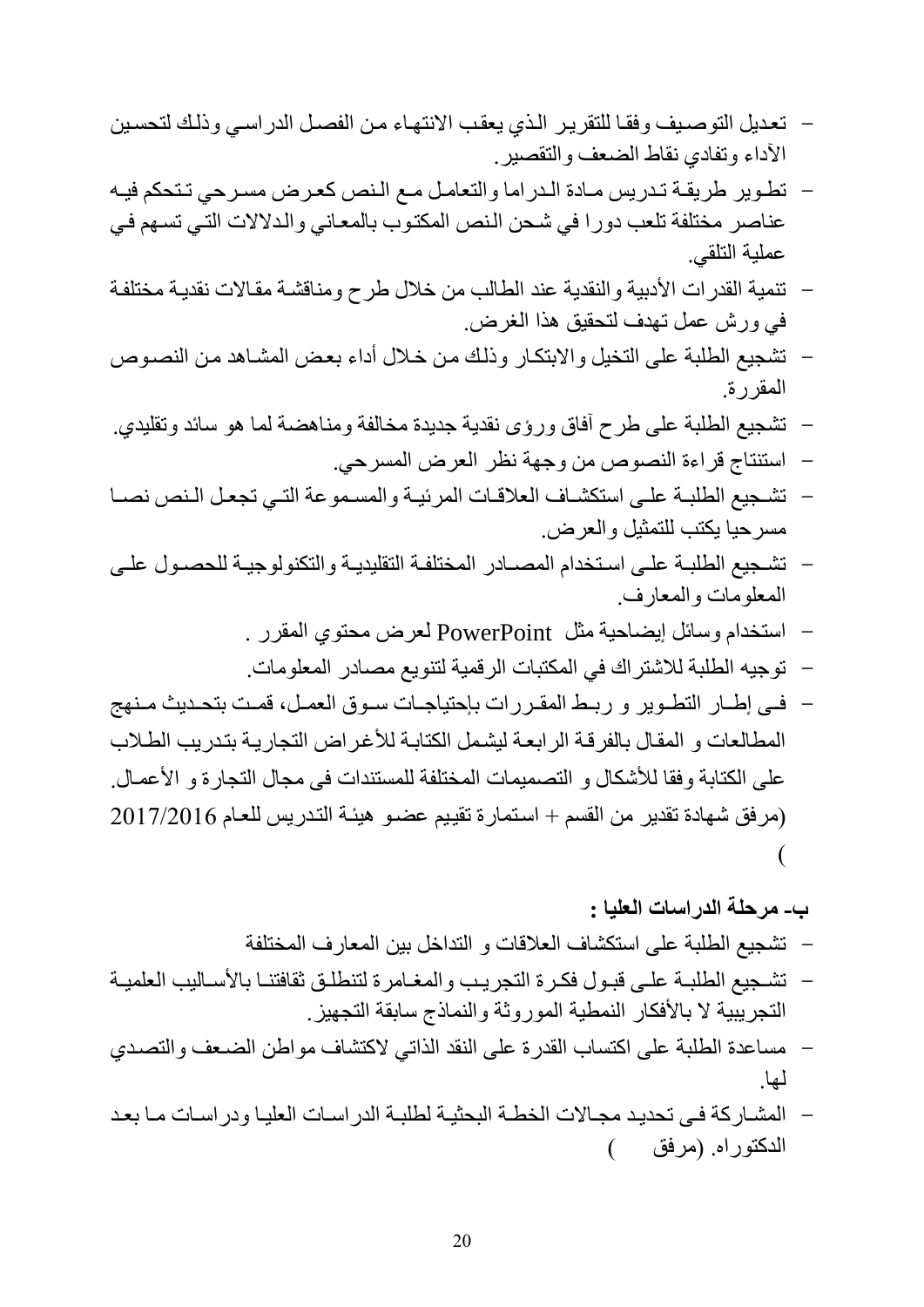- تعديل التوصيف وفقا للتقرير الذي يعقب الانتهاء من الفصل الدراسي وذلك لتحسين الآداء وتفادي نقاط الضعف والتقصير.
- تطوير طريقة تدريس مادة الدراما والتعامل مع النص كعرض مسرحي تتحكم فيه عناصر مختلفة تلعب دورا في شحن النص المكتوب بالمعاني والدلالات التي تسهم في عملية التلقي.
- تنمية القدرات الأدبية والنقدية عند الطالب من خلال طرح ومناقشة مقالات نقدية مختلفة في ورش عمل تهدف لتحقيق هذا الغرض.
- تشجيع الطلبة على التخيل والابتكار وذلك من خلال أداء بعض المشاهد من النصوص المقررة.
- تشجيع الطلبة على طرح آفاق ورؤى نقدية جديدة مخالفة ومناهضة لما هو سائد وتقليدي.
- استنتاج قراءة النصوص من وجهة نظر العرض المسرحي.
- تشجيع الطلبة على استكشاف العلاقات المرئية والمسموعة التي تجعل النص نصا مسرحيا يكتب للتمثيل والعرض.
- تشجيع الطلبة على استخدام المصادر المختلفة التقليدية والتكنولوجية للحصول على المعلومات والمعارف.
- استخدام وسائل إيضاحية مثل PowerPoint لعرض محتوي المقرر .
- توجيه الطلبة للاشتراك في المكتبات الرقمية لتنويع مصادر المعلومات.
- فى إطار التطوير و ربط المقررات بإحتياجات سوق العمل، قمت بتحديث منهج المطالعات و المقال بالفرقة الرابعة ليشمل الكتابة للأغراض التجارية بتدريب الطلاب على الكتابة وفقا للأشكال و التصميمات المختلفة للمستندات فى مجال التجارة و الأعمال. (مرفق شهادة تقدير من القسم + استمارة تقييم عضو هيئة التدريس للعام 2017/2016 )

**ب- مرحلة الدراسات العليا :**

- تشجيع الطلبة على استكشاف العلاقات و التداخل بين المعارف المختلفة
- تشجيع الطلبة على قبول فكرة التجريب والمغامرة لتنطلق ثقافتنا بالأساليب العلمية التجريبية لا بالأفكار النمطية الموروثة والنماذج سابقة التجهيز.
- مساعدة الطلبة على اكتساب القدرة على النقد الذاتي لاكتشاف مواطن الضعف والتصدي لها.
- المشاركة فى تحديد مجالات الخطة البحثية لطلبة الدراسات العليا ودراسات ما بعد الدكتوراه. (مرفق )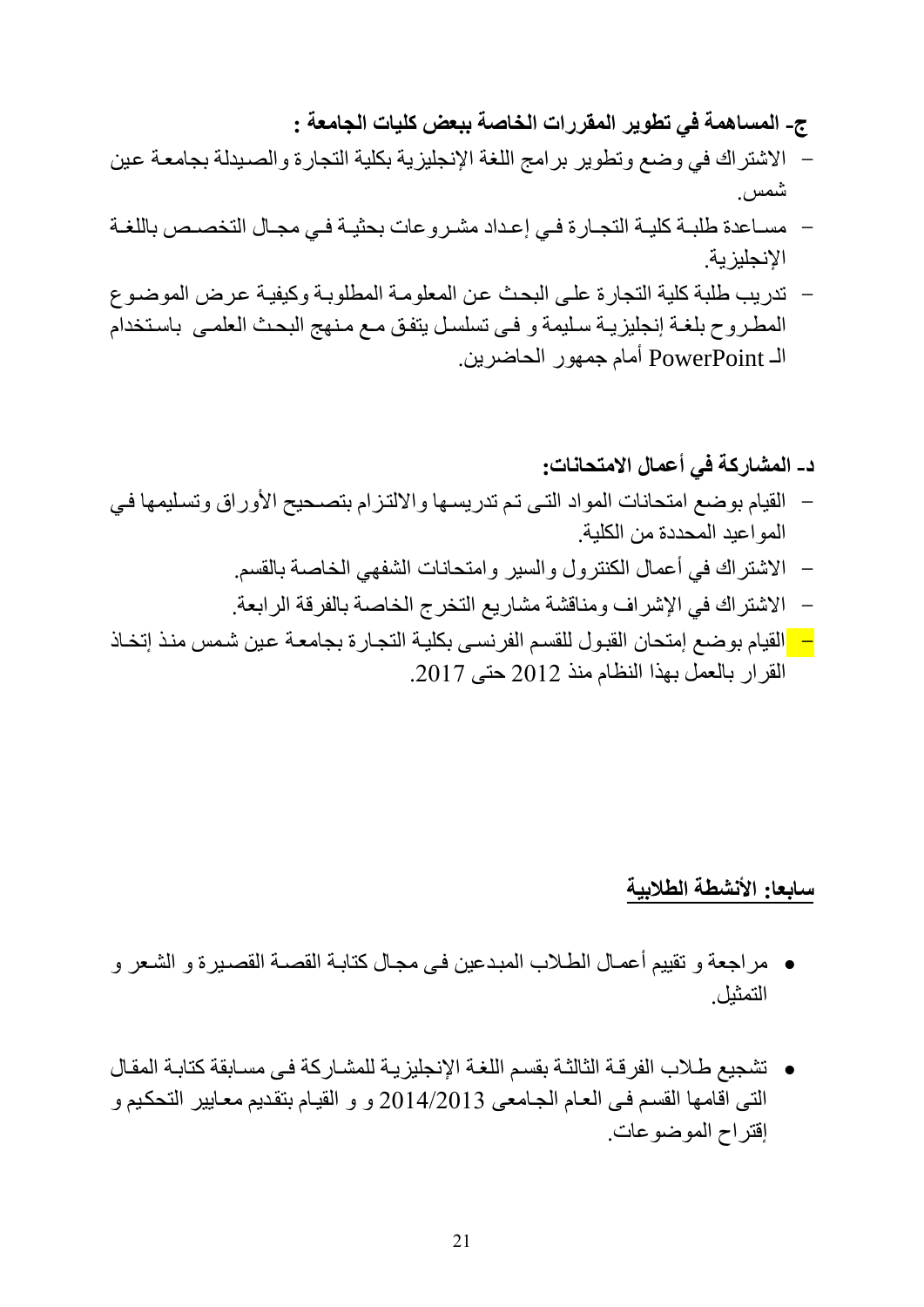**ج- المساهمة في تطوير المقررات الخاصة ببعض كليات الجامعة :**

- الاشتراك في وضع وتطوير برامج اللغة الإنجليزية بكلية التجارة والصيدلة بجامعة عين شمس.
- مساعدة طلبة كلية التجارة في إعداد مشروعات بحثية في مجال التخصص باللغة الإنجليزية.
- تدريب طلبة كلية التجارة على البحث عن المعلومة المطلوبة وكيفية عرض الموضوع المطروح بلغة إنجليزية سليمة و فى تسلسل يتفق مع منهج البحث العلمى باستخدام الـ PowerPoint أمام جمهور الحاضرين.

**د- المشاركة في أعمال الامتحانات:**

- القيام بوضع امتحانات المواد التى تم تدريسها والالتزام بتصحيح الأوراق وتسليمها في المواعيد المحددة من الكلية.
- الاشتراك في أعمال الكنترول والسير وامتحانات الشفهي الخاصة بالقسم.
- الاشتراك في الإشراف ومناقشة مشاريع التخرج الخاصة بالفرقة الرابعة.
- القيام بوضع إمتحان القبول للقسم الفرنسى بكلية التجارة بجامعة عين شمس منذ إتخاذ القرار بالعمل بهذا النظام منذ 2012 حتى 2017.

**<u>سابعا: الأنشطة الطلابية</u>**

- مراجعة و تقييم أعمال الطلاب المبدعين فى مجال كتابة القصة القصيرة و الشعر و التمثيل.
- تشجيع طلاب الفرقة الثالثة بقسم اللغة الإنجليزية للمشاركة فى مسابقة كتابة المقال التى اقامها القسم فى العام الجامعى 2014/2013 و و القيام بتقديم معايير التحكيم و إقتراح الموضوعات.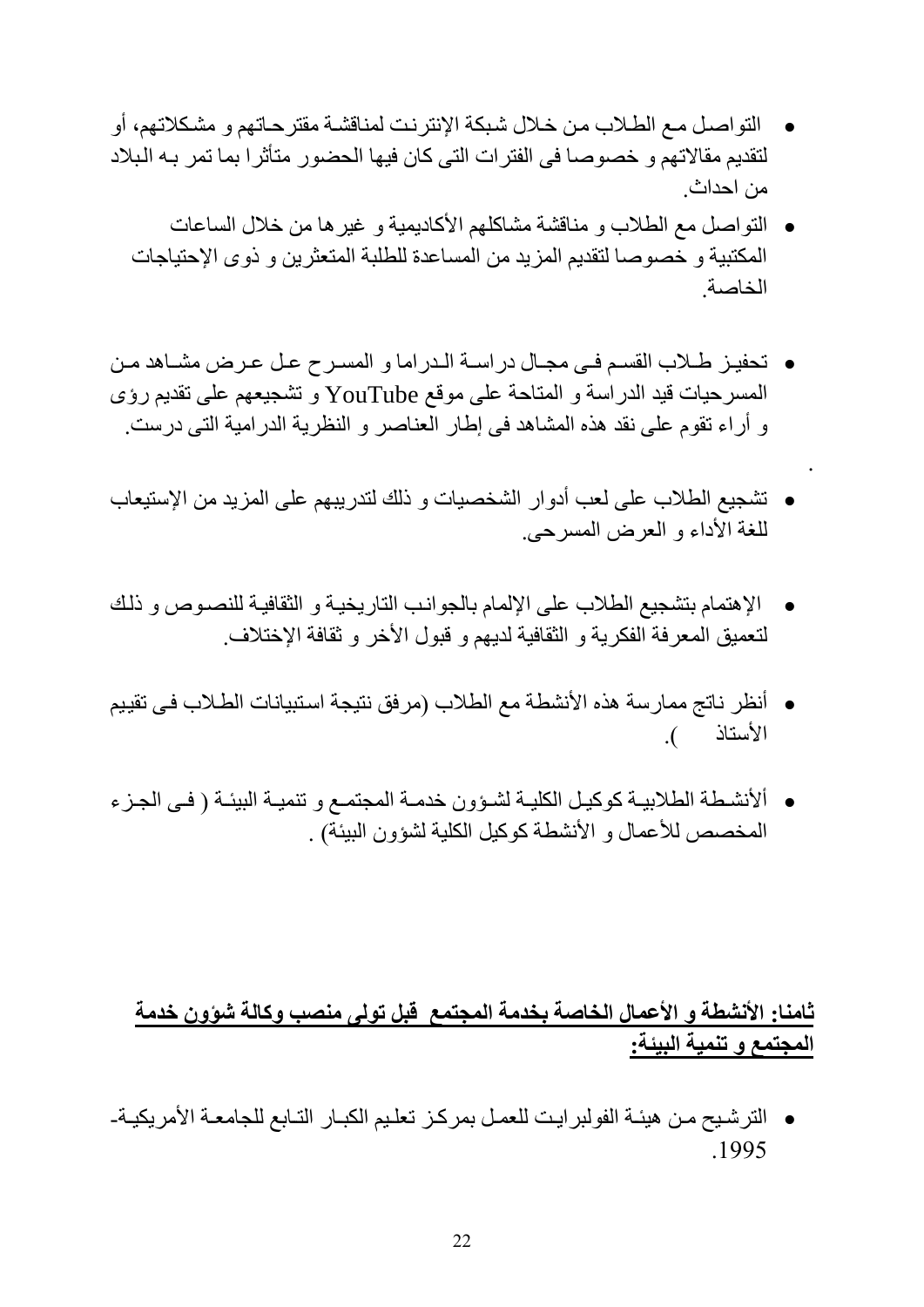- التواصل مع الطلاب من خلال شبكة الإنترنت لمناقشة مقترحاتهم و مشكلاتهم، أو لتقديم مقالاتهم و خصوصا فى الفترات التى كان فيها الحضور متأثرا بما تمر به البلاد من احداث.
- التواصل مع الطلاب و مناقشة مشاكلهم الأكاديمية و غيرها من خلال الساعات المكتبية و خصوصا لتقديم المزيد من المساعدة للطلبة المتعثرين و ذوى الإحتياجات الخاصة.

- تحفيز طلاب القسم فى مجال دراسة الدراما و المسرح عل عرض مشاهد من المسرحيات قيد الدراسة و المتاحة على موقع YouTube و تشجيعهم على تقديم رؤى و أراء تقوم على نقد هذه المشاهد فى إطار العناصر و النظرية الدرامية التى درست.

.

- تشجيع الطلاب على لعب أدوار الشخصيات و ذلك لتدريبهم على المزيد من الإستيعاب للغة الأداء و العرض المسرحى.

- الإهتمام بتشجيع الطلاب على الإلمام بالجوانب التاريخية و الثقافية للنصوص و ذلك لتعميق المعرفة الفكرية و الثقافية لديهم و قبول الأخر و ثقافة الإختلاف.

- أنظر ناتج ممارسة هذه الأنشطة مع الطلاب (مرفق نتيجة استبيانات الطلاب فى تقييم الأستاذ ).

- ألأنشطة الطلابية كوكيل الكلية لشؤون خدمة المجتمع و تنمية البيئة ( فى الجزء المخصص للأعمال و الأنشطة كوكيل الكلية لشؤون البيئة) .

## <u>ثامنا: الأنشطة و الأعمال الخاصة بخدمة المجتمع قبل تولى منصب وكالة شؤون خدمة المجتمع و تنمية البيئة:</u>

- الترشيح من هيئة الفولبرايت للعمل بمركز تعليم الكبار التابع للجامعة الأمريكية- 1995.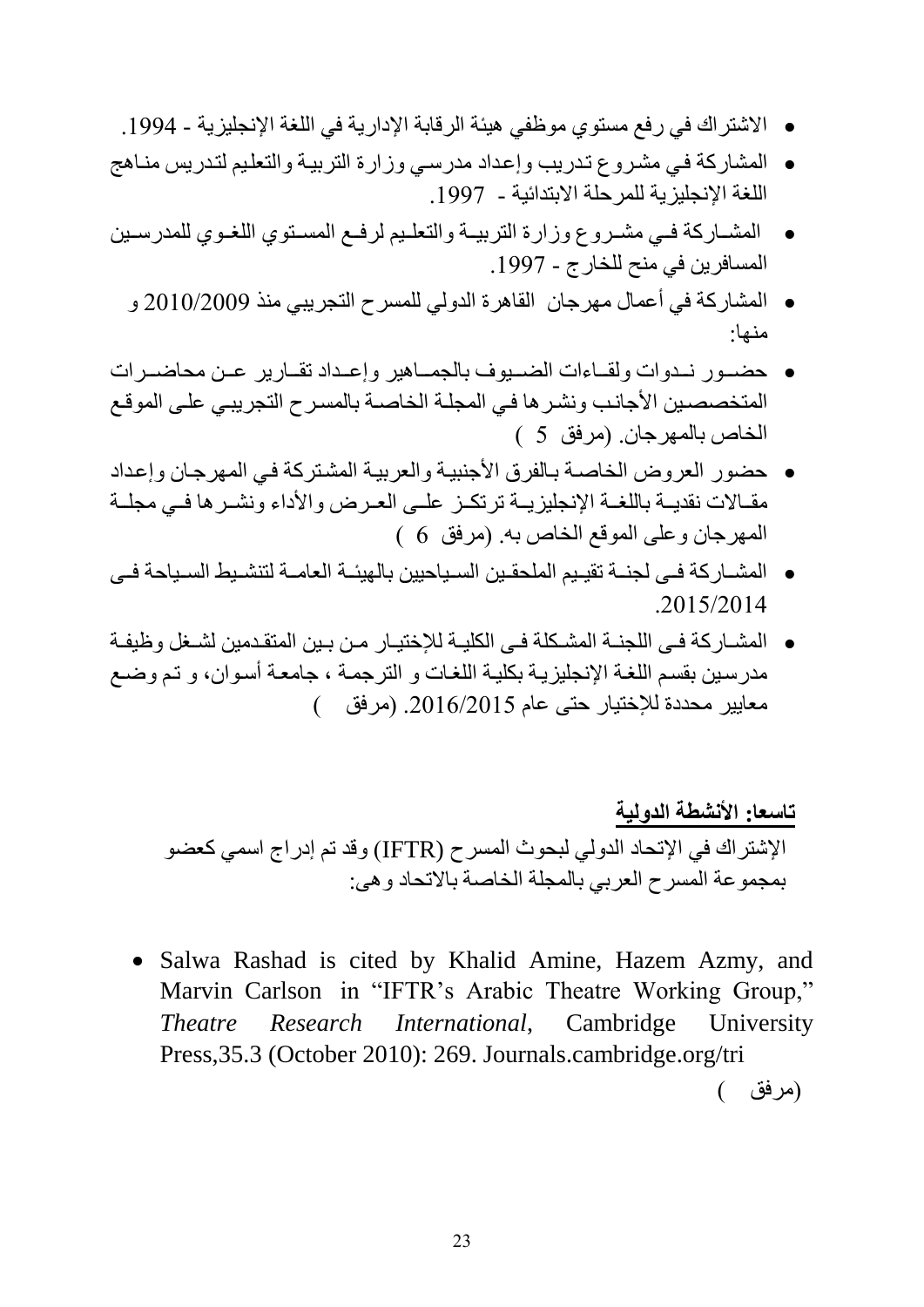- الاشتراك في رفع مستوي موظفي هيئة الرقابة الإدارية في اللغة الإنجليزية - 1994.
- المشاركة في مشروع تدريب وإعداد مدرسي وزارة التربية والتعليم لتدريس مناهج اللغة الإنجليزية للمرحلة الابتدائية - 1997.
- المشاركة في مشروع وزارة التربية والتعليم لرفع المستوي اللغوي للمدرسين المسافرين في منح للخارج - 1997.
- المشاركة في أعمال مهرجان القاهرة الدولي للمسرح التجريبي منذ 2010/2009 و منها:
- حضور ندوات ولقاءات الضيوف بالجماهير وإعداد تقارير عن محاضرات المتخصصين الأجانب ونشرها في المجلة الخاصة بالمسرح التجريبي على الموقع الخاص بالمهرجان. (مرفق 5 )
- حضور العروض الخاصة بالفرق الأجنبية والعربية المشتركة في المهرجان وإعداد مقالات نقدية باللغة الإنجليزية ترتكز على العرض والأداء ونشرها في مجلة المهرجان وعلى الموقع الخاص به. (مرفق 6 )
- المشاركة فى لجنة تقييم الملحقين السياحيين بالهيئة العامة لتنشيط السياحة فى 2015/2014.
- المشاركة فى اللجنة المشكلة فى الكلية للإختيار من بين المتقدمين لشغل وظيفة مدرسين بقسم اللغة الإنجليزية بكلية اللغات و الترجمة ، جامعة أسوان، و تم وضع معايير محددة للإختيار حتى عام 2016/2015. (مرفق )

## تاسعا: الأنشطة الدولية

الإشتراك في الإتحاد الدولي لبحوث المسرح (IFTR) وقد تم إدراج اسمي كعضو بمجموعة المسرح العربي بالمجلة الخاصة بالاتحاد وهى:

- Salwa Rashad is cited by Khalid Amine, Hazem Azmy, and Marvin Carlson in "IFTR's Arabic Theatre Working Group," *Theatre Research International*, Cambridge University Press,35.3 (October 2010): 269. Journals.cambridge.org/tri

(مرفق )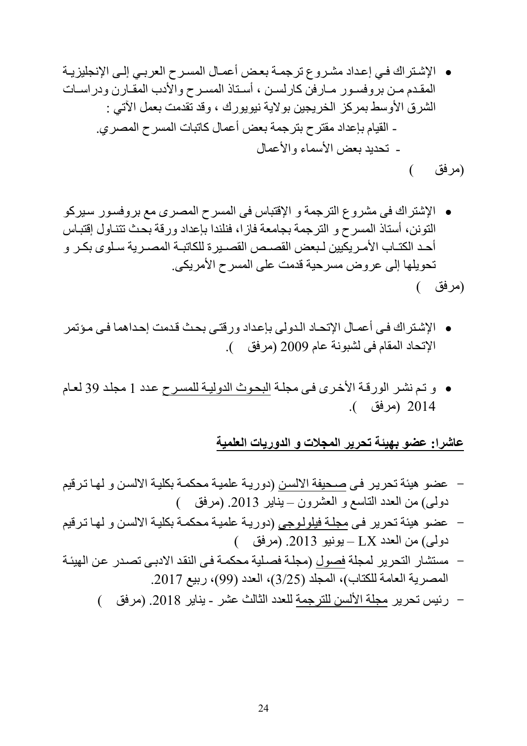- الإشتراك في إعداد مشروع ترجمة بعض أعمال المسرح العربي إلى الإنجليزية المقدم من بروفسور مارفن كارلسن ، أستاذ المسرح والأدب المقارن ودراسات الشرق الأوسط بمركز الخريجين بولاية نيويورك ، وقد تقدمت بعمل الآتي :
  - القيام بإعداد مقترح بترجمة بعض أعمال كاتبات المسرح المصري.
  - تحديد بعض الأسماء والأعمال

(مرفق )

- الإشتراك فى مشروع الترجمة و الإقتباس فى المسرح المصرى مع بروفسور سيركو التونن، أستاذ المسرح و الترجمة بجامعة فازا، فنلندا بإعداد ورقة بحث تتناول إقتباس أحد الكتاب الأمريكيين لبعض القصص القصيرة للكاتبة المصرية سلوى بكر و تحويلها إلى عروض مسرحية قدمت على المسرح الأمريكى.

(مرفق )

- الإشتراك فى أعمال الإتحاد الدولى بإعداد ورقتى بحث قدمت إحداهما فى مؤتمر الإتحاد المقام فى لشبونة عام 2009 (مرفق ).

- و تم نشر الورقة الأخرى فى مجلة البحوث الدولية للمسرح عدد 1 مجلد 39 لعام 2014 (مرفق ).

## عاشرا: عضو بهيئة تحرير المجلات و الدوريات العلمية

- عضو هيئة تحرير فى صحيفة الالسن (دورية علمية محكمة بكلية الالسن و لها ترقيم دولى) من العدد التاسع و العشرون – يناير 2013. (مرفق )
- عضو هيئة تحرير فى مجلة فيلولوجى (دورية علمية محكمة بكلية الالسن و لها ترقيم دولى) من العدد LX – يونيو 2013. (مرفق )
- مستشار التحرير لمجلة فصول (مجلة فصلية محكمة فى النقد الادبى تصدر عن الهيئة المصرية العامة للكتاب)، المجلد (3/25)، العدد (99)، ربيع 2017.
- رئيس تحرير مجلة الألسن للترجمة للعدد الثالث عشر - يناير 2018. (مرفق )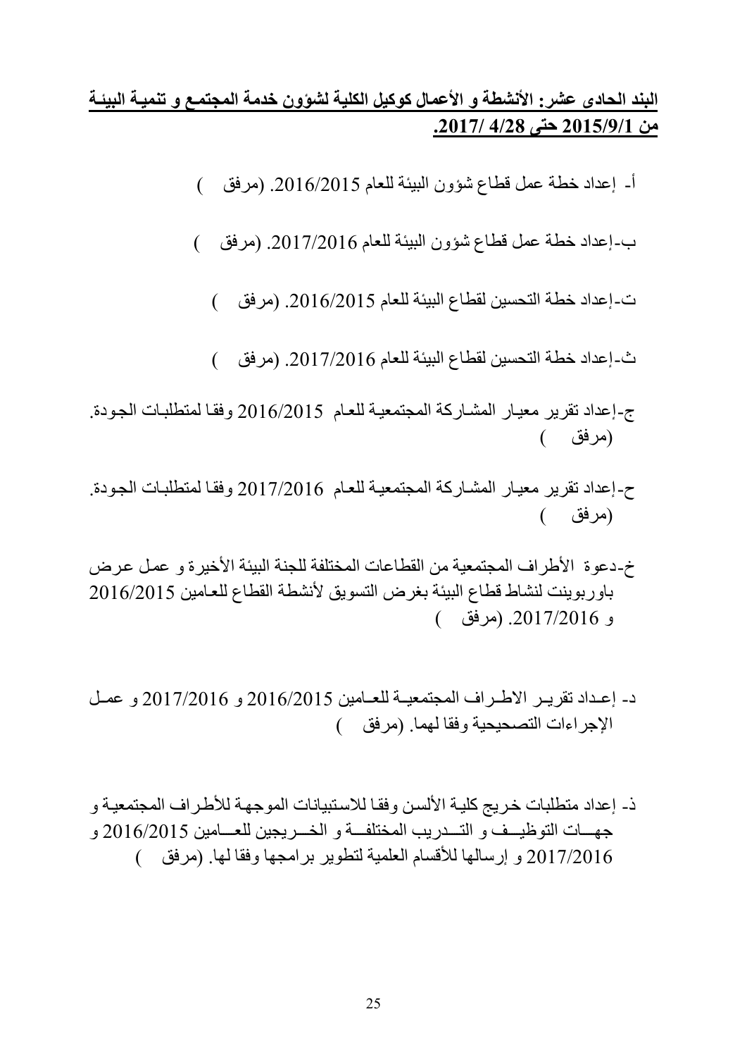**البند الحادى عشر: الأنشطة و الأعمال كوكيل الكلية لشؤون خدمة المجتمع و تنمية البيئة من 2015/9/1 حتى 4/28 /2017.**

أ- إعداد خطة عمل قطاع شؤون البيئة للعام 2016/2015. (مرفق )

ب-إعداد خطة عمل قطاع شؤون البيئة للعام 2017/2016. (مرفق )

ت-إعداد خطة التحسين لقطاع البيئة للعام 2016/2015. (مرفق )

ث-إعداد خطة التحسين لقطاع البيئة للعام 2017/2016. (مرفق )

ج-إعداد تقرير معيار المشاركة المجتمعية للعام 2016/2015 وفقا لمتطلبات الجودة. (مرفق )

ح-إعداد تقرير معيار المشاركة المجتمعية للعام 2017/2016 وفقا لمتطلبات الجودة. (مرفق )

خ-دعوة الأطراف المجتمعية من القطاعات المختلفة للجنة البيئة الأخيرة و عمل عرض باوربوينت لنشاط قطاع البيئة بغرض التسويق لأنشطة القطاع للعامين 2016/2015 و 2017/2016. (مرفق )

د- إعداد تقرير الاطراف المجتمعية للعامين 2016/2015 و 2017/2016 و عمل الإجراءات التصحيحية وفقا لهما. (مرفق )

ذ- إعداد متطلبات خريج كلية الألسن وفقا للاستبيانات الموجهة للأطراف المجتمعية و جهات التوظيف و التدريب المختلفة و الخريجين للعامين 2016/2015 و 2017/2016 و إرسالها للأقسام العلمية لتطوير برامجها وفقا لها. (مرفق )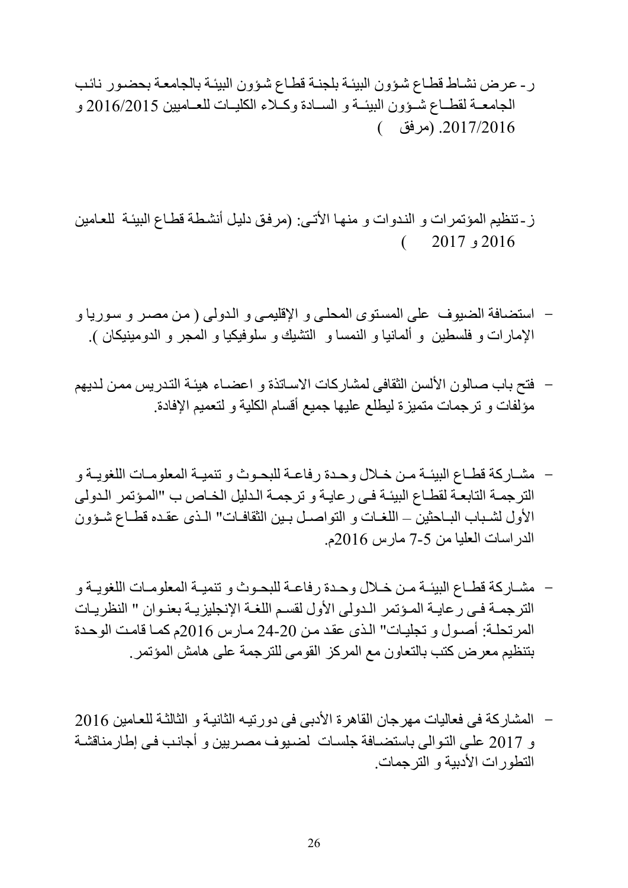ر- عرض نشاط قطاع شؤون البيئة بلجنة قطاع شؤون البيئة بالجامعة بحضور نائب الجامعة لقطاع شؤون البيئة و السادة وكلاء الكليات للعامين 2016/2015 و 2017/2016. (مرفق )

ز- تنظيم المؤتمرات و الندوات و منها الأتى: (مرفق دليل أنشطة قطاع البيئة للعامين 2016 و 2017 )

- استضافة الضيوف على المستوى المحلى و الإقليمى و الدولى ( من مصر و سوريا و الإمارات و فلسطين و ألمانيا و النمسا و التشيك و سلوفيكيا و المجر و الدومينيكان ).

- فتح باب صالون الألسن الثقافى لمشاركات الاساتذة و اعضاء هيئة التدريس ممن لديهم مؤلفات و ترجمات متميزة ليطلع عليها جميع أقسام الكلية و لتعميم الإفادة.

- مشاركة قطاع البيئة من خلال وحدة رفاعة للبحوث و تنمية المعلومات اللغوية و الترجمة التابعة لقطاع البيئة فى رعاية و ترجمة الدليل الخاص ب "المؤتمر الدولى الأول لشباب الباحثين – اللغات و التواصل بين الثقافات" الذى عقده قطاع شؤون الدراسات العليا من 5-7 مارس 2016م.

- مشاركة قطاع البيئة من خلال وحدة رفاعة للبحوث و تنمية المعلومات اللغوية و الترجمة فى رعاية المؤتمر الدولى الأول لقسم اللغة الإنجليزية بعنوان " النظريات المرتحلة: أصول و تجليات" الذى عقد من 20-24 مارس 2016م كما قامت الوحدة بتنظيم معرض كتب بالتعاون مع المركز القومى للترجمة على هامش المؤتمر.

- المشاركة فى فعاليات مهرجان القاهرة الأدبى فى دورتيه الثانية و الثالثة للعامين 2016 و 2017 على التوالى باستضافة جلسات لضيوف مصريين و أجانب فى إطارمناقشة التطورات الأدبية و الترجمات.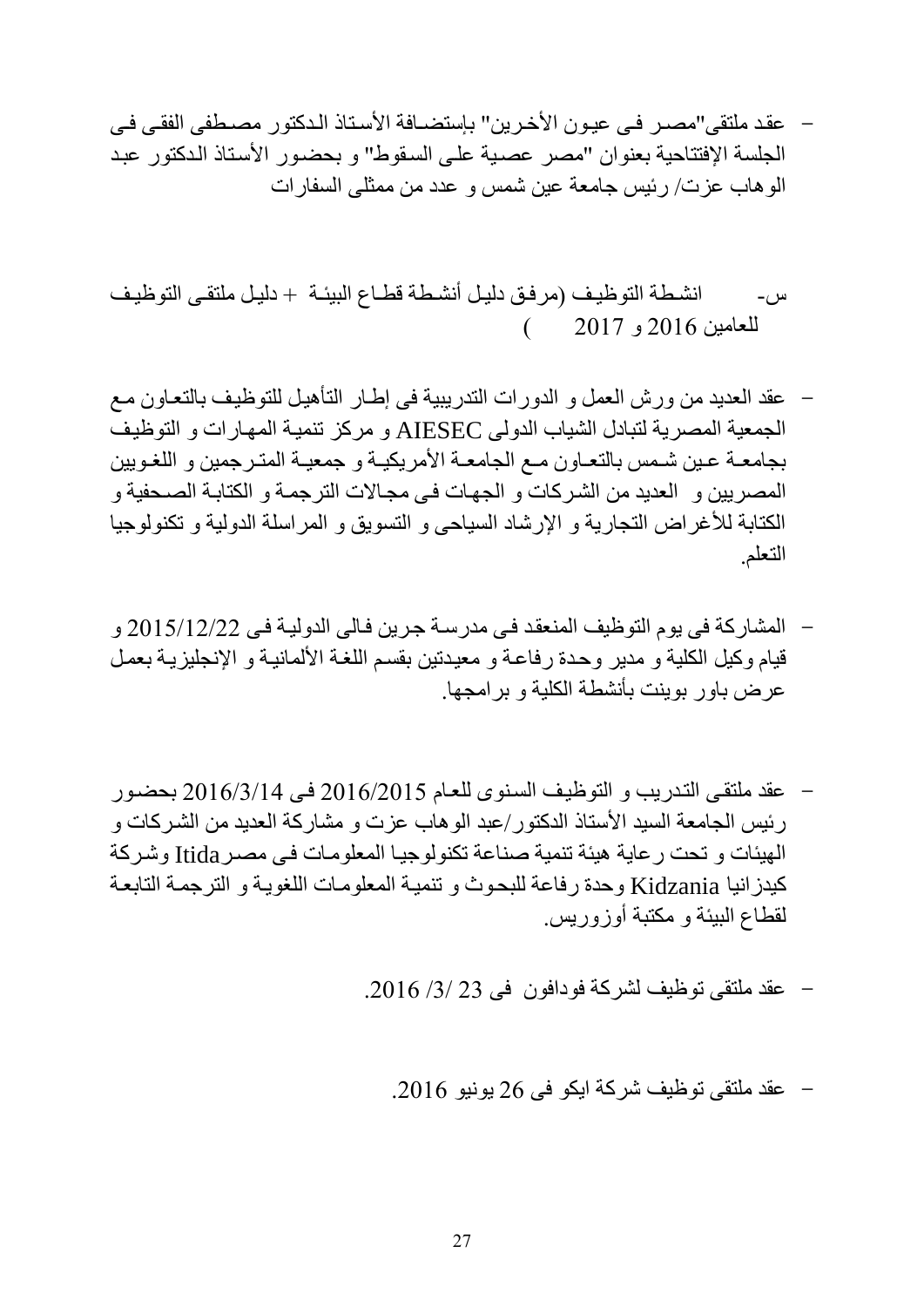- عقد ملتقى"مصر فى عيون الأخرين" بإستضافة الأستاذ الدكتور مصطفى الفقى فى الجلسة الإفتتاحية بعنوان "مصر عصية على السقوط" و بحضور الأستاذ الدكتور عبد الوهاب عزت/ رئيس جامعة عين شمس و عدد من ممثلى السفارات

س- انشطة التوظيف (مرفق دليل أنشطة قطاع البيئة + دليل ملتقى التوظيف للعامين 2016 و 2017 )

- عقد العديد من ورش العمل و الدورات التدريبية فى إطار التأهيل للتوظيف بالتعاون مع الجمعية المصرية لتبادل الشباب الدولى AIESEC و مركز تنمية المهارات و التوظيف بجامعة عين شمس بالتعاون مع الجامعة الأمريكية و جمعية المترجمين و اللغويين المصريين و العديد من الشركات و الجهات فى مجالات الترجمة و الكتابة الصحفية و الكتابة للأغراض التجارية و الإرشاد السياحى و التسويق و المراسلة الدولية و تكنولوجيا التعلم.

- المشاركة فى يوم التوظيف المنعقد فى مدرسة جرين فالى الدولية فى 2015/12/22 و قيام وكيل الكلية و مدير وحدة رفاعة و معيدتين بقسم اللغة الألمانية و الإنجليزية بعمل عرض باور بوينت بأنشطة الكلية و برامجها.

- عقد ملتقى التدريب و التوظيف السنوى للعام 2016/2015 فى 2016/3/14 بحضور رئيس الجامعة السيد الأستاذ الدكتور/عبد الوهاب عزت و مشاركة العديد من الشركات و الهيئات و تحت رعاية هيئة تنمية صناعة تكنولوجيا المعلومات فى مصرItida وشركة كيدزانيا Kidzania وحدة رفاعة للبحوث و تنمية المعلومات اللغوية و الترجمة التابعة لقطاع البيئة و مكتبة أوزوريس.

- عقد ملتقى توظيف لشركة فودافون فى 23 /3/ 2016.

- عقد ملتقى توظيف شركة ايكو فى 26 يونيو 2016.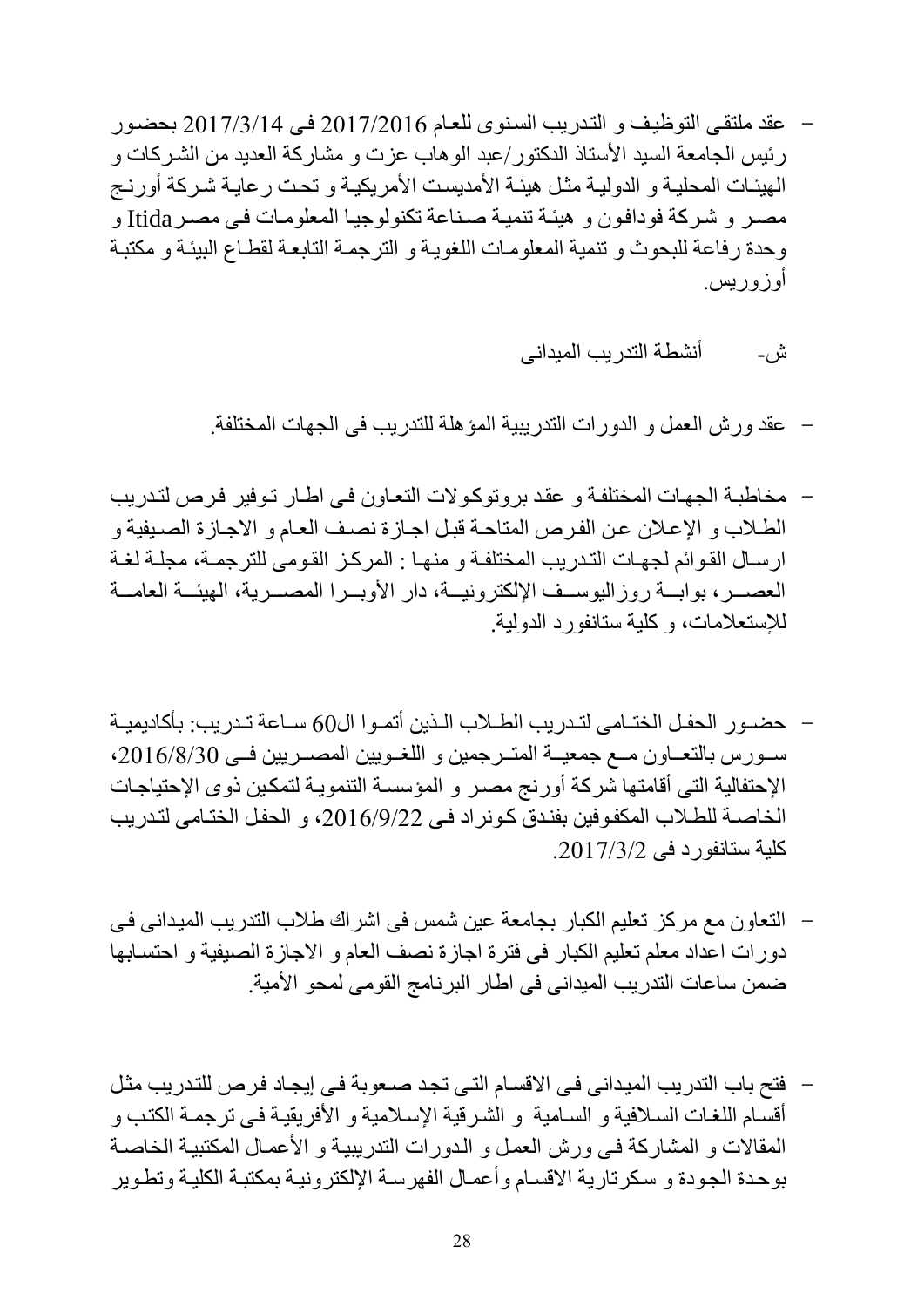- عقد ملتقى التوظيف و التدريب السنوى للعام 2017/2016 فى 2017/3/14 بحضور رئيس الجامعة السيد الأستاذ الدكتور/عبد الوهاب عزت و مشاركة العديد من الشركات و الهيئات المحلية و الدولية مثل هيئة الأمديست الأمريكية و تحت رعاية شركة أورنج مصر و شركة فودافون و هيئة تنمية صناعة تكنولوجيا المعلومات فى مصر Itida و وحدة رفاعة للبحوث و تنمية المعلومات اللغوية و الترجمة التابعة لقطاع البيئة و مكتبة أوزوريس.

ش- أنشطة التدريب الميدانى

- عقد ورش العمل و الدورات التدريبية المؤهلة للتدريب فى الجهات المختلفة.

- مخاطبة الجهات المختلفة و عقد بروتوكولات التعاون فى اطار توفير فرص لتدريب الطلاب و الإعلان عن الفرص المتاحة قبل اجازة نصف العام و الاجازة الصيفية و ارسال القوائم لجهات التدريب المختلفة و منها : المركز القومى للترجمة، مجلة لغة العصر، بوابة روزاليوسف الإلكترونية، دار الأوبرا المصرية، الهيئة العامة للإستعلامات، و كلية ستانفورد الدولية.

- حضور الحفل الختامى لتدريب الطلاب الذين أتموا ال60 ساعة تدريب: بأكاديمية سورس بالتعاون مع جمعية المترجمين و اللغويين المصريين فى 2016/8/30، الإحتفالية التى أقامتها شركة أورنج مصر و المؤسسة التنموية لتمكين ذوى الإحتياجات الخاصة للطلاب المكفوفين بفندق كونراد فى 2016/9/22، و الحفل الختامى لتدريب كلية ستانفورد فى 2017/3/2.

- التعاون مع مركز تعليم الكبار بجامعة عين شمس فى اشراك طلاب التدريب الميدانى فى دورات اعداد معلم تعليم الكبار فى فترة اجازة نصف العام و الاجازة الصيفية و احتسابها ضمن ساعات التدريب الميدانى فى اطار البرنامج القومى لمحو الأمية.

- فتح باب التدريب الميدانى فى الاقسام التى تجد صعوبة فى إيجاد فرص للتدريب مثل أقسام اللغات السلافية و السامية و الشرقية الإسلامية و الأفريقية فى ترجمة الكتب و المقالات و المشاركة فى ورش العمل و الدورات التدريبية و الأعمال المكتبية الخاصة بوحدة الجودة و سكرتارية الاقسام وأعمال الفهرسة الإلكترونية بمكتبة الكلية وتطوير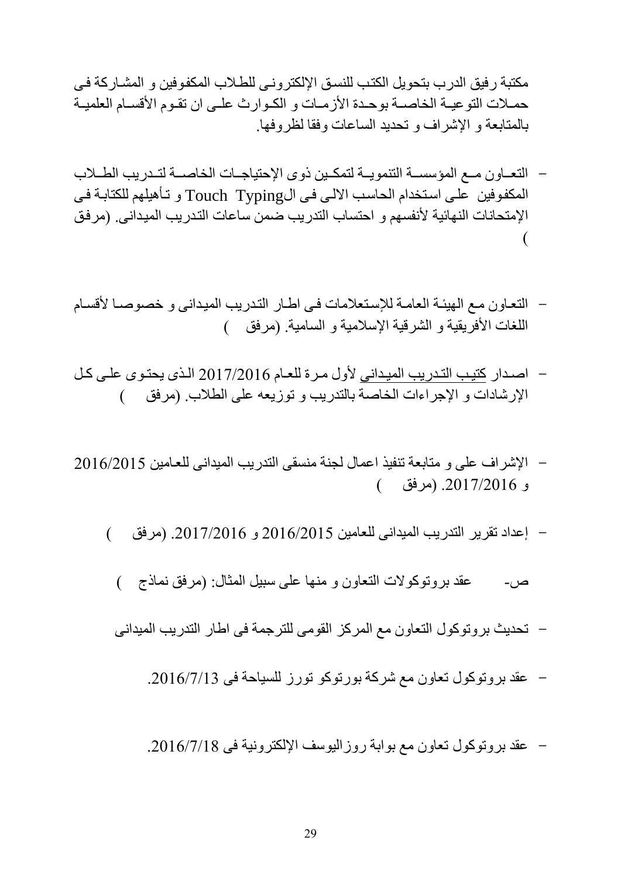مكتبة رفيق الدرب بتحويل الكتب للنسق الإلكترونى للطلاب المكفوفين و المشاركة فى حملات التوعية الخاصة بوحدة الأزمات و الكوارث على ان تقوم الأقسام العلمية بالمتابعة و الإشراف و تحديد الساعات وفقا لظروفها.

- التعاون مع المؤسسة التنموية لتمكين ذوى الإحتياجات الخاصة لتدريب الطلاب المكفوفين على استخدام الحاسب الالى فى الTouch Typing و تأهيلهم للكتابة فى الإمتحانات النهائية لأنفسهم و احتساب التدريب ضمن ساعات التدريب الميدانى. (مرفق )

- التعاون مع الهيئة العامة للإستعلامات فى اطار التدريب الميدانى و خصوصا لأقسام اللغات الأفريقية و الشرقية الإسلامية و السامية. (مرفق )

- اصدار كتيب التدريب الميدانى لأول مرة للعام 2017/2016 الذى يحتوى على كل الإرشادات و الإجراءات الخاصة بالتدريب و توزيعه على الطلاب. (مرفق )

- الإشراف على و متابعة تنفيذ اعمال لجنة منسقى التدريب الميدانى للعامين 2016/2015 و 2017/2016. (مرفق )

- إعداد تقرير التدريب الميدانى للعامين 2016/2015 و 2017/2016. (مرفق )

ص- عقد بروتوكولات التعاون و منها على سبيل المثال: (مرفق نماذج )

- تحديث بروتوكول التعاون مع المركز القومى للترجمة فى اطار التدريب الميدانى

- عقد بروتوكول تعاون مع شركة بورتوكو تورز للسياحة فى 2016/7/13.

- عقد بروتوكول تعاون مع بوابة روزاليوسف الإلكترونية فى 2016/7/18.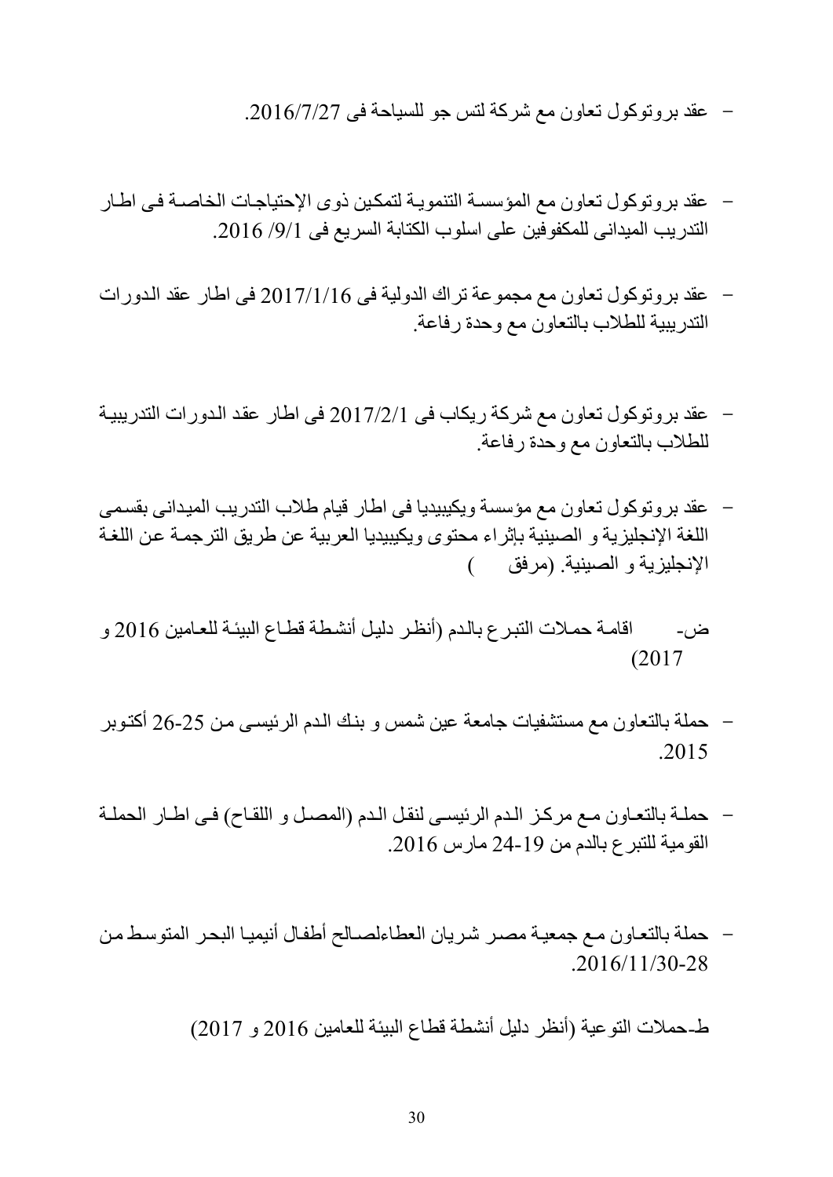- عقد بروتوكول تعاون مع شركة لتس جو للسياحة فى 2016/7/27.

- عقد بروتوكول تعاون مع المؤسسة التنموية لتمكين ذوى الإحتياجات الخاصة فى اطار التدريب الميدانى للمكفوفين على اسلوب الكتابة السريع فى 1/9/ 2016.

- عقد بروتوكول تعاون مع مجموعة تراك الدولية فى 2017/1/16 فى اطار عقد الدورات التدريبية للطلاب بالتعاون مع وحدة رفاعة.

- عقد بروتوكول تعاون مع شركة ريكاب فى 2017/2/1 فى اطار عقد الدورات التدريبية للطلاب بالتعاون مع وحدة رفاعة.

- عقد بروتوكول تعاون مع مؤسسة ويكيبيديا فى اطار قيام طلاب التدريب الميدانى بقسمى اللغة الإنجليزية و الصينية بإثراء محتوى ويكيبيديا العربية عن طريق الترجمة عن اللغة الإنجليزية و الصينية. (مرفق )

ض- اقامة حملات التبرع بالدم (أنظر دليل أنشطة قطاع البيئة للعامين 2016 و 2017)

- حملة بالتعاون مع مستشفيات جامعة عين شمس و بنك الدم الرئيسى من 25-26 أكتوبر 2015.

- حملة بالتعاون مع مركز الدم الرئيسى لنقل الدم (المصل و اللقاح) فى اطار الحملة القومية للتبرع بالدم من 19-24 مارس 2016.

- حملة بالتعاون مع جمعية مصر شريان العطاءلصالح أطفال أنيميا البحر المتوسط من 28-2016/11/30.

ط- حملات التوعية (أنظر دليل أنشطة قطاع البيئة للعامين 2016 و 2017)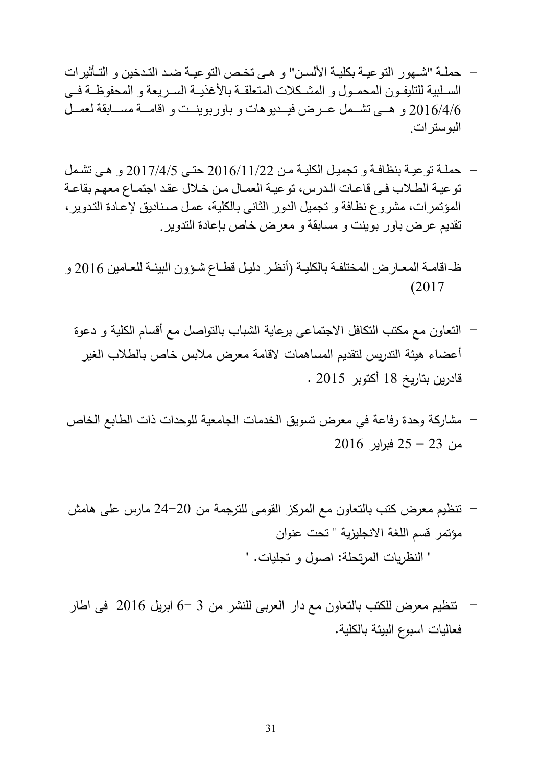- حملـة "شـهور التوعيـة بكليـة الألسـن" و هـى تخـص التوعيـة ضـد التـدخين و التـأثيرات السـلبية للتليفـون المحمـول و المشـكلات المتعلقـة بالأغذيـة السـريعة و المحفوظـة فـى 2016/4/6 و هــى تشــمل عــرض فيــديوهات و باوربوينــت و اقامــة مســابقة لعمــل البوسترات.

- حملـة توعيـة بنظافـة و تجميـل الكليـة مـن 2016/11/22 حتـى 2017/4/5 و هـى تشـمل توعيـة الطـلاب فـى قاعـات الـدرس، توعيـة العمـال مـن خـلال عقـد اجتمـاع معهـم بقاعـة المؤتمرات، مشروع نظافة و تجميل الدور الثانى بالكلية، عمل صـناديق لإعـادة التدوير، تقديم عرض باور بوينت و مسابقة و معرض خاص بإعادة التدوير.

ظـ-اقامـة المعـارض المختلفـة بالكليـة (أنظـر دليـل قطـاع شـؤون البيئـة للعـامين 2016 و 2017)

- التعاون مع مكتب التكافل الاجتماعى برعاية الشباب بالتواصل مع أقسام الكلية و دعوة أعضاء هيئة التدريس لتقديم المساهمات لاقامة معرض ملابس خاص بالطلاب الغير قادرين بتاريخ 18 أكتوبر 2015 .

- مشاركة وحدة رفاعة في معرض تسويق الخدمات الجامعية للوحدات ذات الطابع الخاص من 23 – 25 فبراير 2016

- تنظيم معرض كتب بالتعاون مع المركز القومى للترجمة من 20-24 مارس على هامش مؤتمر قسم اللغة الانجليزية " تحت عنوان
  " النظريات المرتحلة: اصول و تجليات. "

- تنظيم معرض للكتب بالتعاون مع دار العربى للنشر من 3 -6 ابريل 2016 فى اطار فعاليات اسبوع البيئة بالكلية.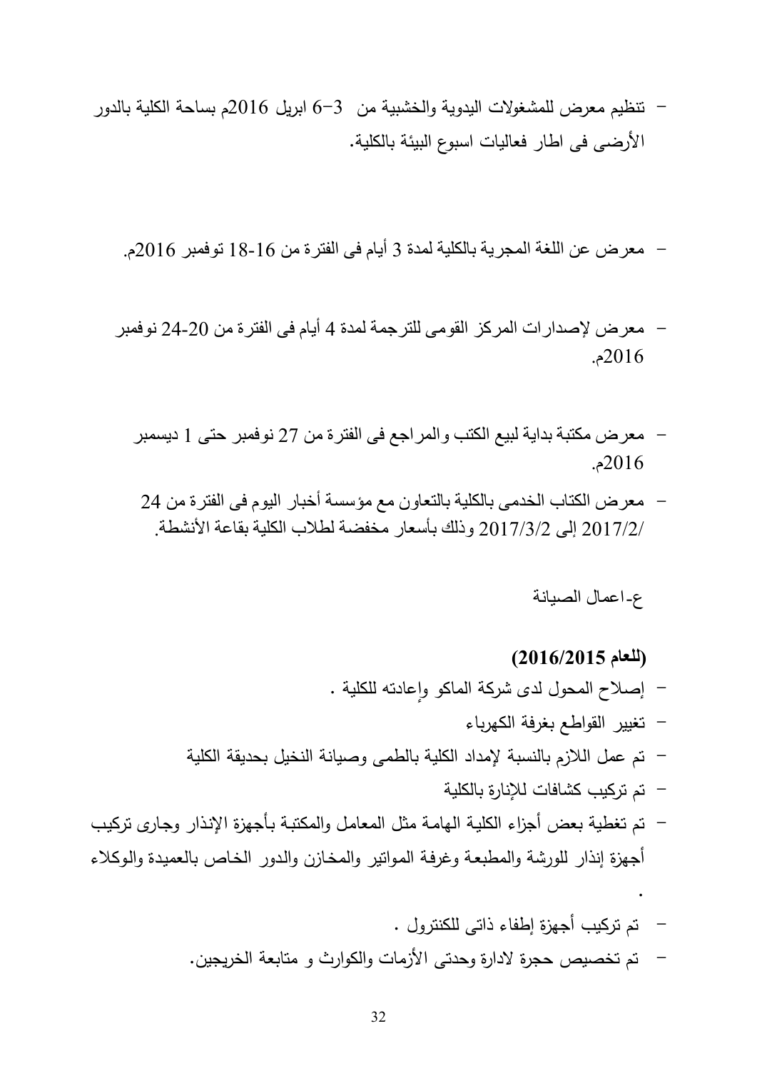- تنظيم معرض للمشغولات اليدوية والخشبية من 3–6 ابريل 2016م بساحة الكلية بالدور الأرضى فى اطار فعاليات اسبوع البيئة بالكلية.

- معرض عن اللغة المجرية بالكلية لمدة 3 أيام فى الفترة من 16-18 نوفمبر 2016م.

- معرض لإصدارات المركز القومى للترجمة لمدة 4 أيام فى الفترة من 20-24 نوفمبر 2016م.

- معرض مكتبة بداية لبيع الكتب والمراجع فى الفترة من 27 نوفمبر حتى 1 ديسمبر 2016م.
- معرض الكتاب الخدمى بالكلية بالتعاون مع مؤسسة أخبار اليوم فى الفترة من 24 /2017/2 إلى 2017/3/2 وذلك بأسعار مخفضة لطلاب الكلية بقاعة الأنشطة.

ع-اعمال الصيانة

**(للعام 2016/2015)**

- إصلاح المحول لدى شركة الماكو وإعادته للكلية .
- تغيير القواطع بغرفة الكهرباء
- تم عمل اللازم بالنسبة لإمداد الكلية بالطمى وصيانة النخيل بحديقة الكلية
- تم تركيب كشافات للإنارة بالكلية
- تم تغطية بعض أجزاء الكلية الهامة مثل المعامل والمكتبة بأجهزة الإنذار وجارى تركيب أجهزة إنذار للورشة والمطبعة وغرفة المواتير والمخازن والدور الخاص بالعميدة والوكلاء .
- تم تركيب أجهزة إطفاء ذاتى للكنترول .
- تم تخصيص حجرة لادارة وحدتى الأزمات والكوارث و متابعة الخريجين.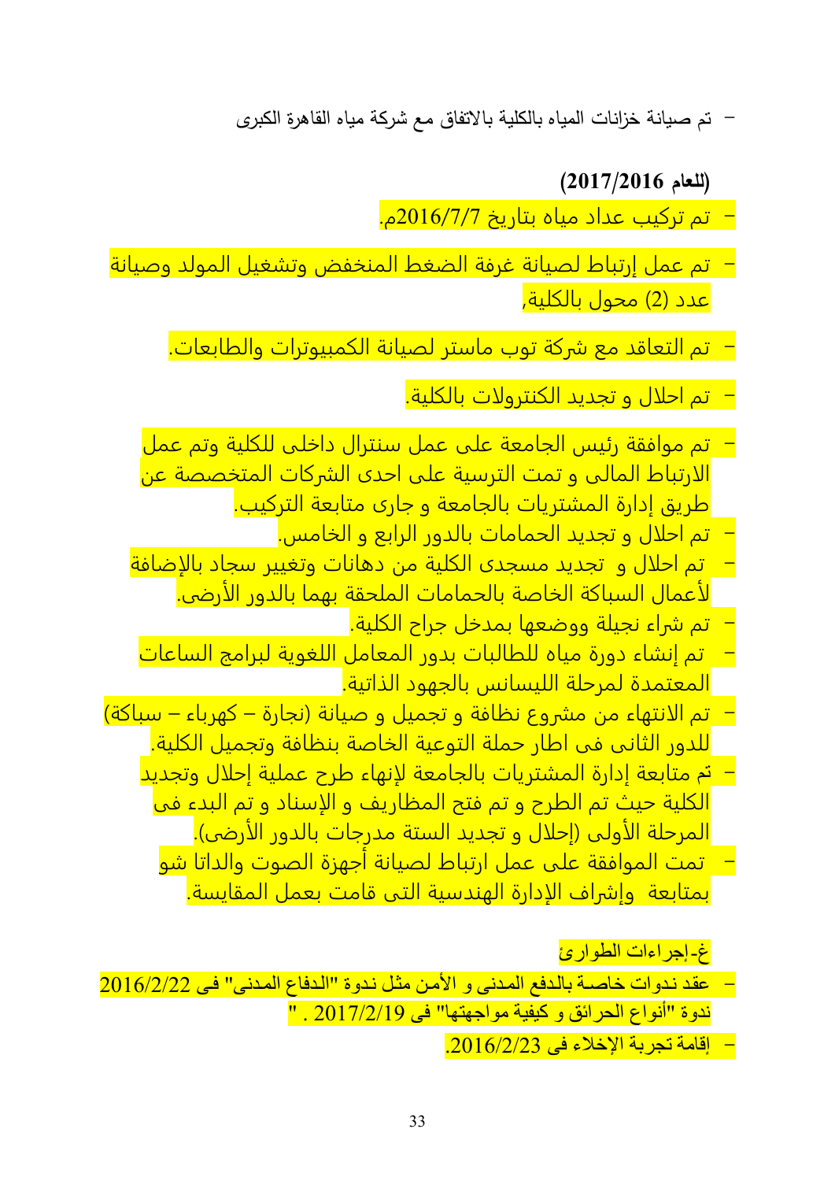- تم صيانة خزانات المياه بالكلية بالاتفاق مع شركة مياه القاهرة الكبرى

**(للعام 2017/2016)**

- تم تركيب عداد مياه بتاريخ 2016/7/7م.
- تم عمل إرتباط لصيانة غرفة الضغط المنخفض وتشغيل المولد وصيانة عدد (2) محول بالكلية,
- تم التعاقد مع شركة توب ماستر لصيانة الكمبيوترات والطابعات.
- تم احلال و تجديد الكنترولات بالكلية.
- تم موافقة رئيس الجامعة على عمل سنترال داخلى للكلية وتم عمل الارتباط المالى و تمت الترسية على احدى الشركات المتخصصة عن طريق إدارة المشتريات بالجامعة و جارى متابعة التركيب.
- تم احلال و تجديد الحمامات بالدور الرابع و الخامس.
- تم احلال و تجديد مسجدى الكلية من دهانات وتغيير سجاد بالإضافة لأعمال السباكة الخاصة بالحمامات الملحقة بهما بالدور الأرضى.
- تم شراء نجيلة ووضعها بمدخل جراج الكلية.
- تم إنشاء دورة مياه للطالبات بدور المعامل اللغوية لبرامج الساعات المعتمدة لمرحلة الليسانس بالجهود الذاتية.
- تم الانتهاء من مشروع نظافة و تجميل و صيانة (نجارة – كهرباء – سباكة) للدور الثانى فى اطار حملة التوعية الخاصة بنظافة وتجميل الكلية.
- تم متابعة إدارة المشتريات بالجامعة لإنهاء طرح عملية إحلال وتجديد الكلية حيث تم الطرح و تم فتح المظاريف و الإسناد و تم البدء فى المرحلة الأولى (إحلال و تجديد الستة مدرجات بالدور الأرضى).
- تمت الموافقة على عمل ارتباط لصيانة أجهزة الصوت والداتا شو بمتابعة وإشراف الإدارة الهندسية التى قامت بعمل المقايسة.

غ-إجراءات الطوارئ

- عقد ندوات خاصة بالدفع المدنى و الأمن مثل ندوة "الدفاع المدنى" فى 2016/2/22 ندوة "أنواع الحرائق و كيفية مواجهتها" فى 2017/2/19 . "
- إقامة تجربة الإخلاء فى 2016/2/23.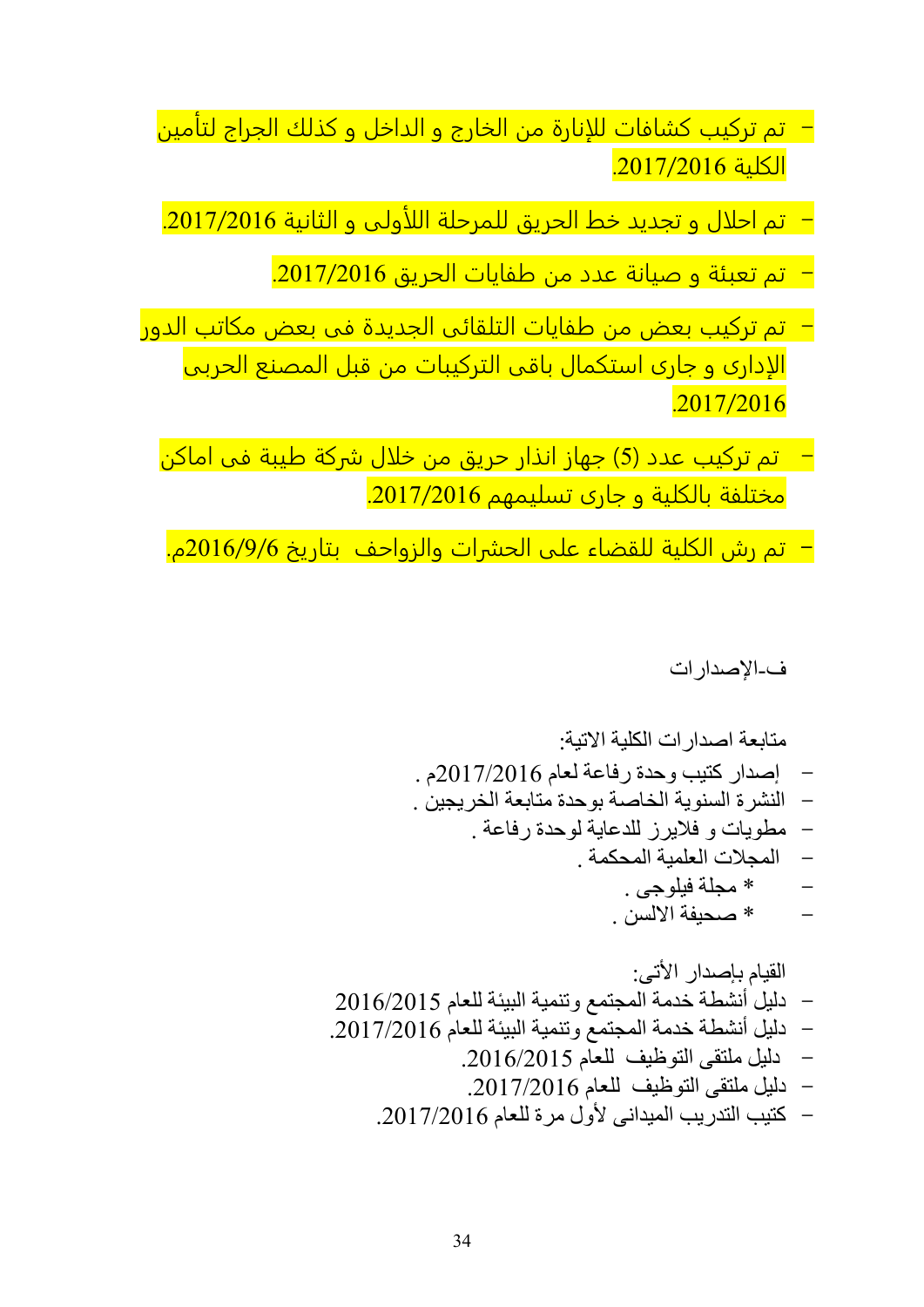- تم تركيب كشافات للإنارة من الخارج و الداخل و كذلك الجراج لتأمين الكلية 2017/2016.
- تم احلال و تجديد خط الحريق للمرحلة اللأولى و الثانية 2017/2016.
- تم تعبئة و صيانة عدد من طفايات الحريق 2017/2016.
- تم تركيب بعض من طفايات التلقائى الجديدة فى بعض مكاتب الدور الإدارى و جارى استكمال باقى التركيبات من قبل المصنع الحربى 2017/2016.
- تم تركيب عدد (5) جهاز انذار حريق من خلال شركة طيبة فى اماكن مختلفة بالكلية و جارى تسليمهم 2017/2016.
- تم رش الكلية للقضاء على الحشرات والزواحف بتاريخ 2016/9/6م.

ف-الإصدارات

متابعة اصدارات الكلية الاتية:

- إصدار كتيب وحدة رفاعة لعام 2017/2016م .
- النشرة السنوية الخاصة بوحدة متابعة الخريجين .
- مطويات و فلايرز للدعاية لوحدة رفاعة .
- المجلات العلمية المحكمة .
- * مجلة فيلوجى .
- * صحيفة الالسن .

القيام بإصدار الأتى:

- دليل أنشطة خدمة المجتمع وتنمية البيئة للعام 2016/2015
- دليل أنشطة خدمة المجتمع وتنمية البيئة للعام 2017/2016.
- دليل ملتقى التوظيف للعام 2016/2015.
- دليل ملتقى التوظيف للعام 2017/2016.
- كتيب التدريب الميدانى لأول مرة للعام 2017/2016.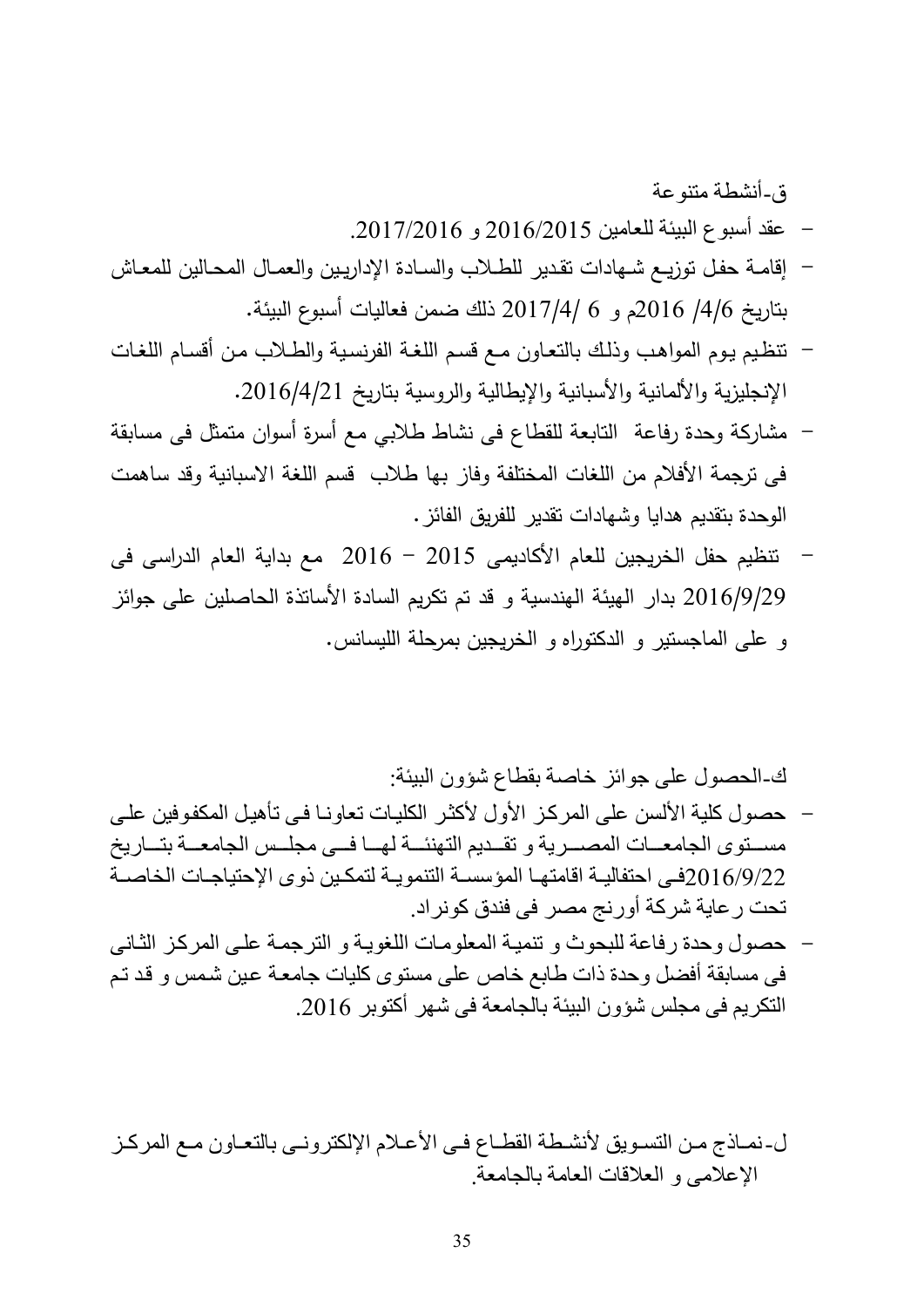ق-أنشطة متنوعة

- عقد أسبوع البيئة للعامين 2016/2015 و 2017/2016.
- إقامة حفل توزيع شهادات تقدير للطلاب والسادة الإداريين والعمال المحالين للمعاش بتاريخ 6/4/ 2016م و 6 /2017/4 ذلك ضمن فعاليات أسبوع البيئة.
- تنظيم يوم المواهب وذلك بالتعاون مع قسم اللغة الفرنسية والطلاب من أقسام اللغات الإنجليزية والألمانية والأسبانية والإيطالية والروسية بتاريخ 2016/4/21.
- مشاركة وحدة رفاعة التابعة للقطاع فى نشاط طلابي مع أسرة أسوان متمثل فى مسابقة فى ترجمة الأفلام من اللغات المختلفة وفاز بها طلاب قسم اللغة الاسبانية وقد ساهمت الوحدة بتقديم هدايا وشهادات تقدير للفريق الفائز.
- تنظيم حفل الخريجين للعام الأكاديمى 2015 – 2016 مع بداية العام الدراسى فى 2016/9/29 بدار الهيئة الهندسية و قد تم تكريم السادة الأساتذة الحاصلين على جوائز و على الماجستير و الدكتوراه و الخريجين بمرحلة الليسانس.

ك-الحصول على جوائز خاصة بقطاع شؤون البيئة:

- حصول كلية الألسن على المركز الأول لأكثر الكليات تعاونا فى تأهيل المكفوفين على مستوى الجامعات المصرية و تقديم التهنئة لها فى مجلس الجامعة بتاريخ 2016/9/22فى احتفالية اقامتها المؤسسة التنموية لتمكين ذوى الإحتياجات الخاصة تحت رعاية شركة أورنج مصر فى فندق كونراد.
- حصول وحدة رفاعة للبحوث و تنمية المعلومات اللغوية و الترجمة على المركز الثانى فى مسابقة أفضل وحدة ذات طابع خاص على مستوى كليات جامعة عين شمس و قد تم التكريم فى مجلس شؤون البيئة بالجامعة فى شهر أكتوبر 2016.

ل-نماذج من التسويق لأنشطة القطاع فى الأعلام الإلكترونى بالتعاون مع المركز الإعلامى و العلاقات العامة بالجامعة.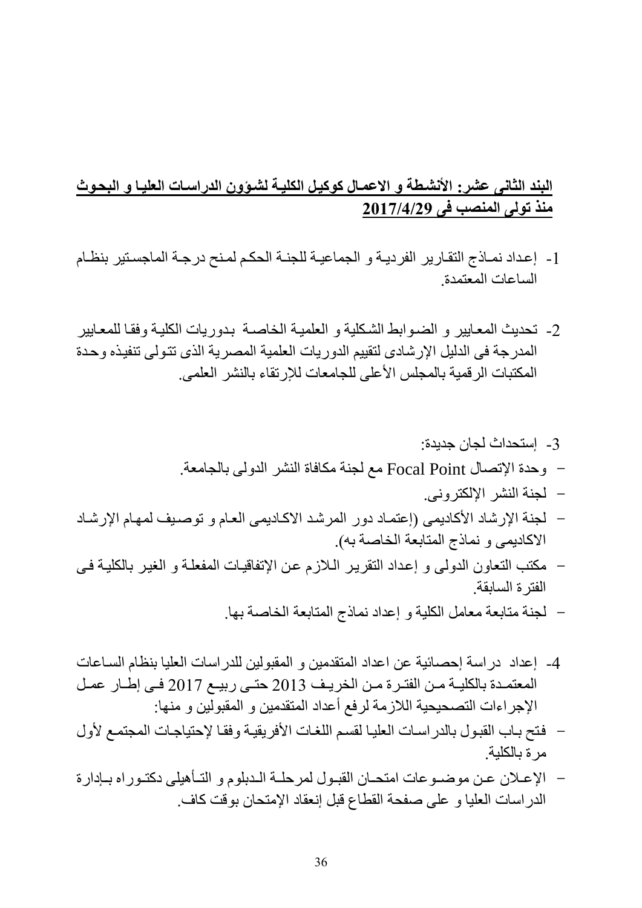**البند الثانى عشر: الأنشطة و الاعمال كوكيل الكلية لشؤون الدراسات العليا و البحوث منذ تولى المنصب فى 2017/4/29**

1- إعداد نماذج التقارير الفردية و الجماعية للجنة الحكم لمنح درجة الماجستير بنظام الساعات المعتمدة.

2- تحديث المعايير و الضوابط الشكلية و العلمية الخاصة بدوريات الكلية وفقا للمعايير المدرجة فى الدليل الإرشادى لتقييم الدوريات العلمية المصرية الذى تتولى تنفيذه وحدة المكتبات الرقمية بالمجلس الأعلى للجامعات للإرتقاء بالنشر العلمى.

3- إستحداث لجان جديدة:

- وحدة الإتصال Focal Point مع لجنة مكافاة النشر الدولى بالجامعة.
- لجنة النشر الإلكترونى.
- لجنة الإرشاد الأكاديمى (إعتماد دور المرشد الاكاديمى العام و توصيف لمهام الإرشاد الاكاديمى و نماذج المتابعة الخاصة به).
- مكتب التعاون الدولى و إعداد التقرير اللازم عن الإتفاقيات المفعلة و الغير بالكلية فى الفترة السابقة.
- لجنة متابعة معامل الكلية و إعداد نماذج المتابعة الخاصة بها.

4- إعداد دراسة إحصائية عن اعداد المتقدمين و المقبولين للدراسات العليا بنظام الساعات المعتمدة بالكلية من الفترة من الخريف 2013 حتى ربيع 2017 فى إطار عمل الإجراءات التصحيحية اللازمة لرفع أعداد المتقدمين و المقبولين و منها:

- فتح باب القبول بالدراسات العليا لقسم اللغات الأفريقية وفقا لإحتياجات المجتمع لأول مرة بالكلية.
- الإعلان عن موضوعات امتحان القبول لمرحلة الدبلوم و التأهيلى دكتوراه بإدارة الدراسات العليا و على صفحة القطاع قبل إنعقاد الإمتحان بوقت كاف.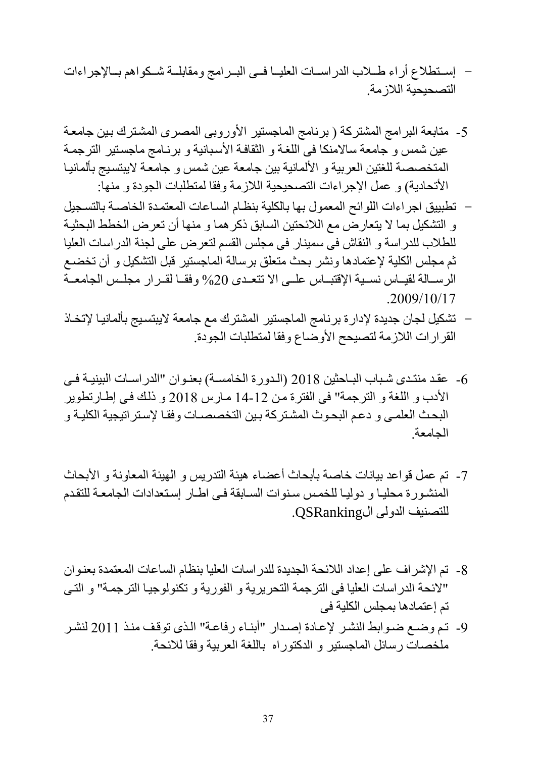- إستطلاع أراء طلاب الدراسات العليا فى البرامج ومقابلة شكواهم بالإجراءات التصحيحية اللازمة.

5- متابعة البرامج المشتركة ( برنامج الماجستير الأوروبى المصرى المشترك بين جامعة عين شمس و جامعة سالامنكا فى اللغة و الثقافة الأسبانية و برنامج ماجستير الترجمة المتخصصة للغتين العربية و الألمانية بين جامعة عين شمس و جامعة لايبتسيج بألمانيا الأتحادية) و عمل الإجراءات التصحيحية اللازمة وفقا لمتطلبات الجودة و منها:

- تطبييق اجراءات اللوائح المعمول بها بالكلية بنظام الساعات المعتمدة الخاصة بالتسجيل و التشكيل بما لا يتعارض مع اللائحتين السابق ذكرهما و منها أن تعرض الخطط البحثية للطلاب للدراسة و النقاش فى سمينار فى مجلس القسم لتعرض على لجنة الدراسات العليا ثم مجلس الكلية لإعتمادها ونشر بحث متعلق برسالة الماجستير قبل التشكيل و أن تخضع الرسالة لقياس نسية الإقتباس على الا تتعدى 20% وفقا لقرار مجلس الجامعة 2009/10/17.
- تشكيل لجان جديدة لإدارة برنامج الماجستير المشترك مع جامعة لايبتسيج بألمانيا لإتخاذ القرارات اللازمة لتصيحح الأوضاع وفقا لمتطلبات الجودة.

6- عقد منتدى شباب الباحثين 2018 (الدورة الخامسة) بعنوان "الدراسات البينية فى الأدب و اللغة و الترجمة" فى الفترة من 12-14 مارس 2018 و ذلك فى إطار تطوير البحث العلمى و دعم البحوث المشتركة بين التخصصات وفقا لإستراتيجية الكلية و الجامعة.

7- تم عمل قواعد بيانات خاصة بأبحاث أعضاء هيئة التدريس و الهيئة المعاونة و الأبحاث المنشورة محليا و دوليا للخمس سنوات السابقة فى اطار إستعدادات الجامعة للتقدم للتصنيف الدولى الQSRanking.

8- تم الإشراف على إعداد اللائحة الجديدة للدراسات العليا بنظام الساعات المعتمدة بعنوان "لائحة الدراسات العليا فى الترجمة التحريرية و الفورية و تكنولوجيا الترجمة" و التى تم إعتمادها بمجلس الكلية فى

9- تم وضع ضوابط النشر لإعادة إصدار "أبناء رفاعة" الذى توقف منذ 2011 لنشر ملخصات رسائل الماجستير و الدكتوراه باللغة العربية وفقا للائحة.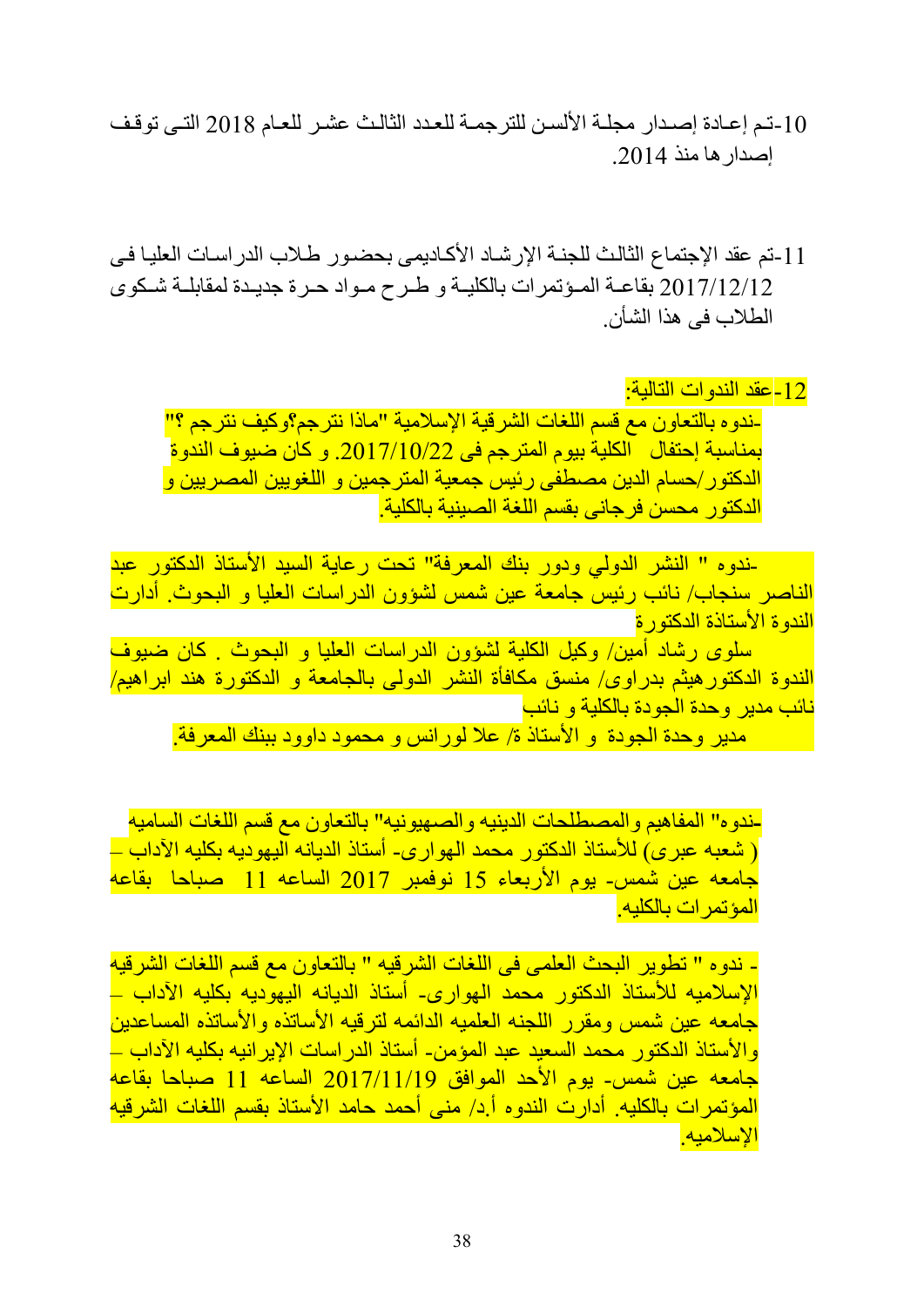10-تم إعادة إصدار مجلة الألسن للترجمة للعدد الثالث عشر للعام 2018 التى توقف إصدارها منذ 2014.

11-تم عقد الإجتماع الثالث للجنة الإرشاد الأكاديمى بحضور طلاب الدراسات العليا فى 2017/12/12 بقاعة المؤتمرات بالكلية و طرح مواد حرة جديدة لمقابلة شكوى الطلاب فى هذا الشأن.

12-عقد الندوات التالية:

-ندوه بالتعاون مع قسم اللغات الشرقية الإسلامية "ماذا نترجم؟وكيف نترجم ؟" بمناسبة إحتفال الكلية بيوم المترجم فى 2017/10/22. و كان ضيوف الندوة الدكتور/حسام الدين مصطفى رئيس جمعية المترجمين و اللغويين المصريين و الدكتور محسن فرجانى بقسم اللغة الصينية بالكلية.

-ندوه " النشر الدولي ودور بنك المعرفة" تحت رعاية السيد الأستاذ الدكتور عبد الناصر سنجاب/ نائب رئيس جامعة عين شمس لشؤون الدراسات العليا و البحوث. أدارت الندوة الأستاذة الدكتورة سلوى رشاد أمين/ وكيل الكلية لشؤون الدراسات العليا و البحوث . كان ضيوف الندوة الدكتورهيثم بدراوى/ منسق مكافأة النشر الدولى بالجامعة و الدكتورة هند ابراهيم/ نائب مدير وحدة الجودة بالكلية و نائب مدير وحدة الجودة و الأستاذ ة/ علا لورانس و محمود داوود ببنك المعرفة.

-ندوه" المفاهيم والمصطلحات الدينيه والصهيونيه" بالتعاون مع قسم اللغات الساميه ( شعبه عبرى) للأستاذ الدكتور محمد الهوارى- أستاذ الديانه اليهوديه بكليه الآداب – جامعه عين شمس- يوم الأربعاء 15 نوفمبر 2017 الساعه 11 صباحا بقاعه المؤتمرات بالكليه.

- ندوه " تطوير البحث العلمى فى اللغات الشرقيه " بالتعاون مع قسم اللغات الشرقيه الإسلاميه للأستاذ الدكتور محمد الهوارى- أستاذ الديانه اليهوديه بكليه الآداب – جامعه عين شمس ومقرر اللجنه العلميه الدائمه لترقيه الأساتذه والأساتذه المساعدين والأستاذ الدكتور محمد السعيد عبد المؤمن- أستاذ الدراسات الإيرانيه بكليه الآداب – جامعه عين شمس- يوم الأحد الموافق 2017/11/19 الساعه 11 صباحا بقاعه المؤتمرات بالكليه. أدارت الندوه أ.د/ منى أحمد حامد الأستاذ بقسم اللغات الشرقيه الإسلاميه.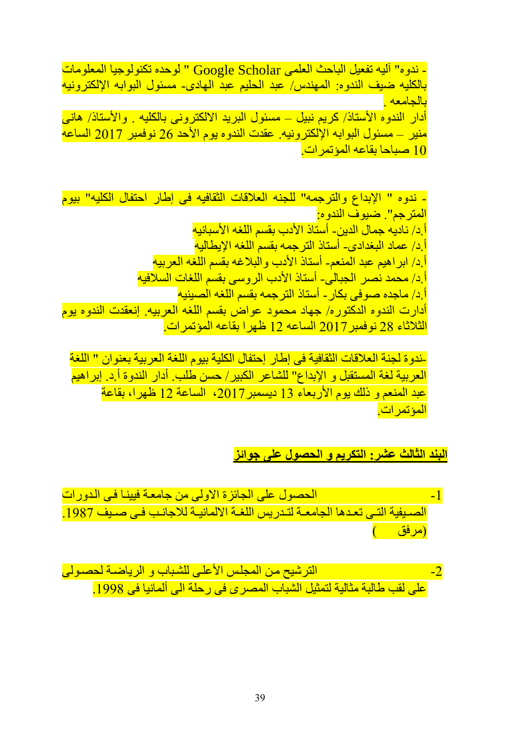- ندوه" آليه تفعيل الباحث العلمى Google Scholar " لوحده تكنولوجيا المعلومات بالكليه ضيف الندوه: المهندس/ عبد الحليم عبد الهادى- مسئول البوابه الإلكترونيه بالجامعه .
أدار الندوه الأستاذ/ كريم نبيل – مسئول البريد الالكترونى بالكليه . والأستاذ/ هانى منير – مسئول البوابه الإلكترونيه. عقدت الندوه يوم الأحد 26 نوفمبر 2017 الساعه 10 صباحا بقاعه المؤتمرات.

- ندوه " الإبداع والترجمه" للجنه العلاقات الثقافيه فى إطار احتفال الكليه" بيوم المترجم". ضيوف الندوه:
أ.د/ ناديه جمال الدين- أستاذ الأدب بقسم اللغه الأسبانيه
أ.د/ عماد البغدادى- أستاذ الترجمه بقسم اللغه الإيطاليه
أ.د/ ابراهيم عبد المنعم- أستاذ الأدب والبلاغه بقسم اللغه العربيه
أ.د/ محمد نصر الجبالى- أستاذ الأدب الروسى بقسم اللغات السلافيه
أ.د/ ماجده صوفى بكار- أستاذ الترجمه بقسم اللغه الصينيه
أدارت الندوه الدكتوره/ جهاد محمود عواض بقسم اللغه العربيه. إنعقدت الندوه يوم الثلاثاء 28 نوفمبر2017 الساعه 12 ظهرا بقاعه المؤتمرات.

-ندوة لجنة العلاقات الثقافية فى إطار إحتفال الكلية بيوم اللغة العربية بعنوان " اللغة العربية لغة المستقبل و الإبداع" للشاعر الكبير/ حسن طلب. أدار الندوة أ.د. إبراهيم عبد المنعم و ذلك يوم الأربعاء 13 ديسمبر2017، الساعة 12 ظهرا، بقاعة المؤتمرات.

## البند الثالث عشر: التكريم و الحصول على جوائز

1- الحصول على الجائزة الاولى من جامعة فيينا فى الدورات الصيفية التى تعدها الجامعة لتدريس اللغة الالمانية للاجانب فى صيف 1987. (مرفق )

2- الترشيح من المجلس الأعلى للشباب و الرياضة لحصولى على لقب طالبة مثالية لتمثيل الشباب المصرى فى رحلة الى ألمانيا فى 1998.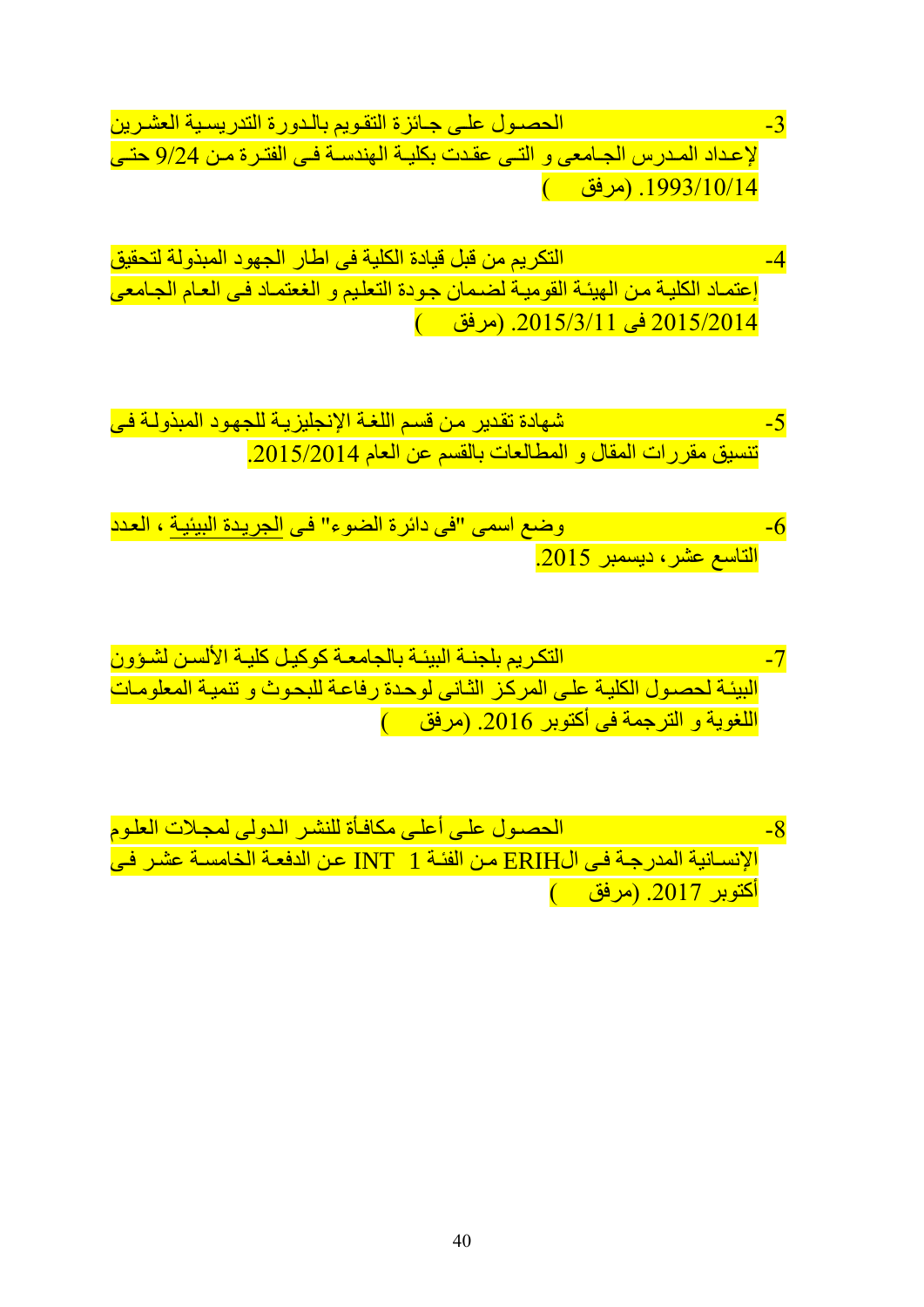3- الحصول على جائزة التقويم بالدورة التدريسية العشرين لإعداد المدرس الجامعى و التى عقدت بكلية الهندسة فى الفترة من 9/24 حتى 1993/10/14. (مرفق )

4- التكريم من قبل قيادة الكلية فى اطار الجهود المبذولة لتحقيق إعتماد الكلية من الهيئة القومية لضمان جودة التعليم و الغعتماد فى العام الجامعى 2015/2014 فى 2015/3/11. (مرفق )

5- شهادة تقدير من قسم اللغة الإنجليزية للجهود المبذولة فى تنسيق مقررات المقال و المطالعات بالقسم عن العام 2015/2014.

6- وضع اسمى "فى دائرة الضوء" فى الجريدة البيئية ، العدد التاسع عشر، ديسمبر 2015.

7- التكريم بلجنة البيئة بالجامعة كوكيل كلية الألسن لشؤون البيئة لحصول الكلية على المركز الثانى لوحدة رفاعة للبحوث و تنمية المعلومات اللغوية و الترجمة فى أكتوبر 2016. (مرفق )

8- الحصول على أعلى مكافأة للنشر الدولى لمجلات العلوم الإنسانية المدرجة فى الERIH من الفئة INT 1 عن الدفعة الخامسة عشر فى أكتوبر 2017. (مرفق )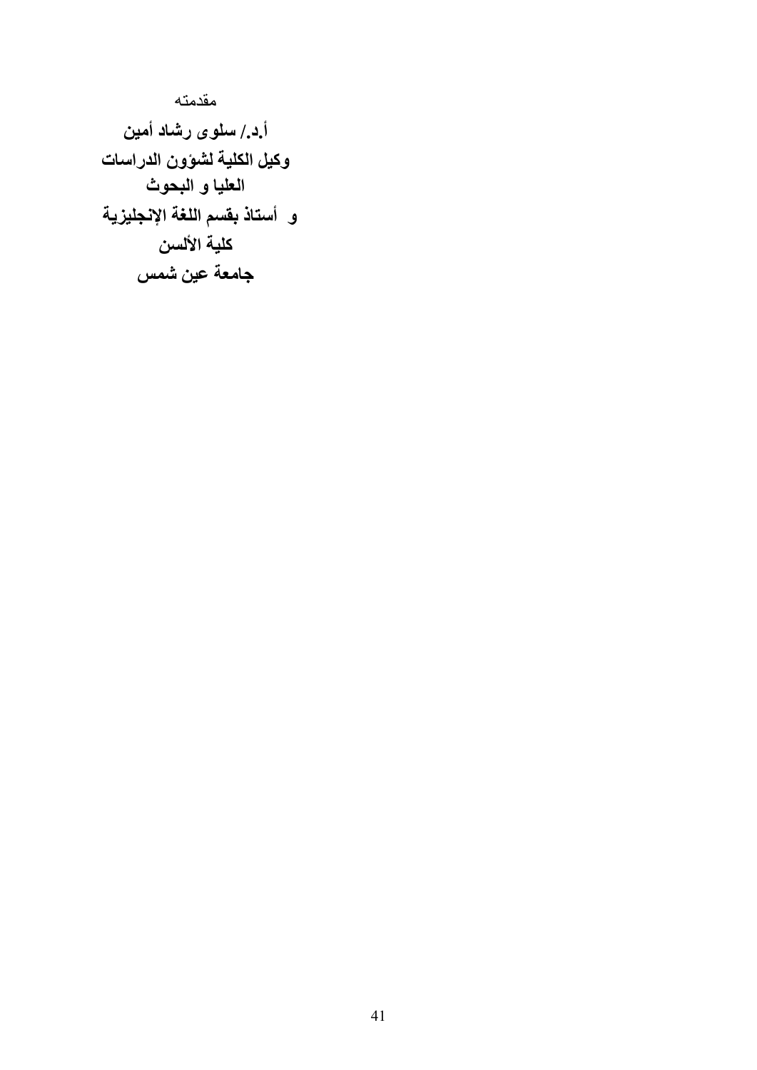مقدمته

**أ.د./ سلوى رشاد أمين**
**وكيل الكلية لشؤون الدراسات**
**العليا و البحوث**
**و أستاذ بقسم اللغة الإنجليزية**
**كلية الألسن**
**جامعة عين شمس**